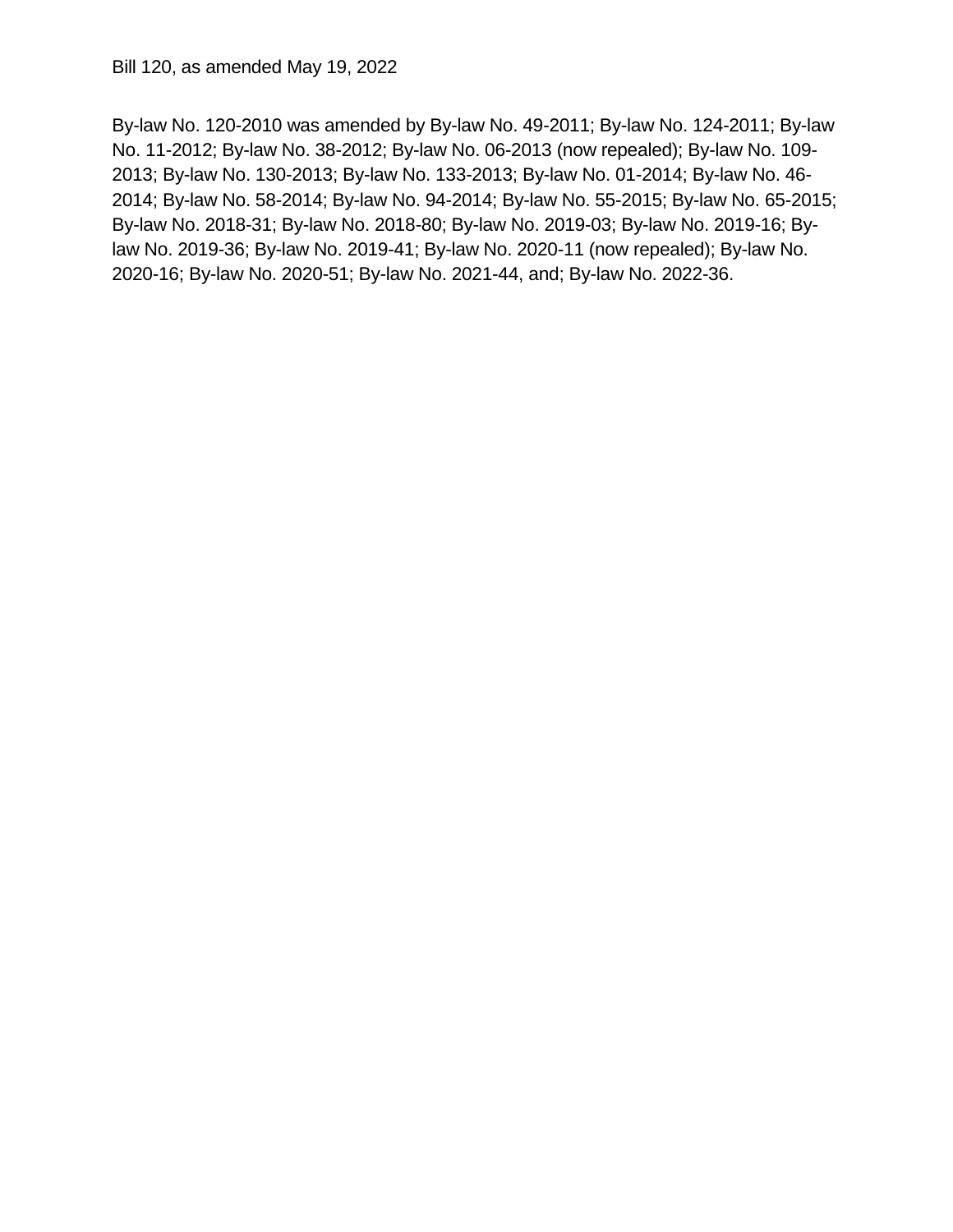Bill 120, as amended May 19, 2022

By-law No. 120-2010 was amended by By-law No. 49-2011; By-law No. 124-2011; By-law No. 11-2012; By-law No. 38-2012; By-law No. 06-2013 (now repealed); By-law No. 109-2013; By-law No. 130-2013; By-law No. 133-2013; By-law No. 01-2014; By-law No. 46-2014; By-law No. 58-2014; By-law No. 94-2014; By-law No. 55-2015; By-law No. 65-2015; By-law No. 2018-31; By-law No. 2018-80; By-law No. 2019-03; By-law No. 2019-16; By-law No. 2019-36; By-law No. 2019-41; By-law No. 2020-11 (now repealed); By-law No. 2020-16; By-law No. 2020-51; By-law No. 2021-44, and; By-law No. 2022-36.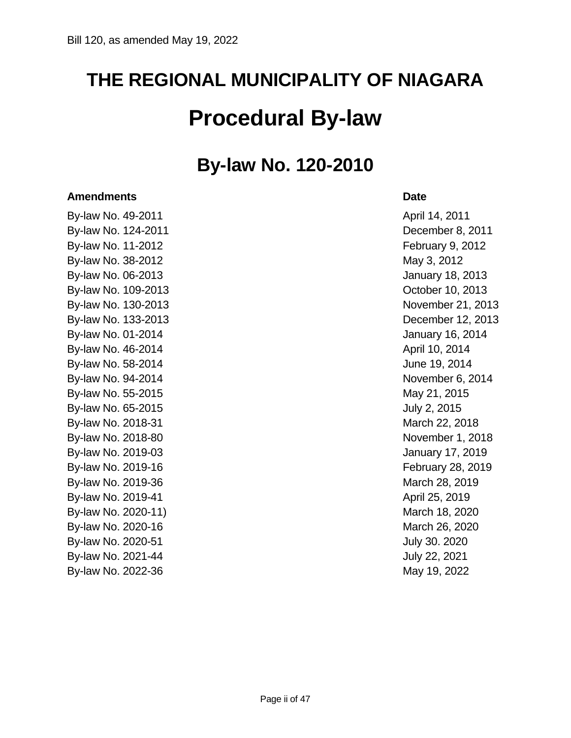# THE REGIONAL MUNICIPALITY OF NIAGARA

# Procedural By-law

## By-law No. 120-2010

| Amendments | Date |
|---|---|
| By-law No. 49-2011 | April 14, 2011 |
| By-law No. 124-2011 | December 8, 2011 |
| By-law No. 11-2012 | February 9, 2012 |
| By-law No. 38-2012 | May 3, 2012 |
| By-law No. 06-2013 | January 18, 2013 |
| By-law No. 109-2013 | October 10, 2013 |
| By-law No. 130-2013 | November 21, 2013 |
| By-law No. 133-2013 | December 12, 2013 |
| By-law No. 01-2014 | January 16, 2014 |
| By-law No. 46-2014 | April 10, 2014 |
| By-law No. 58-2014 | June 19, 2014 |
| By-law No. 94-2014 | November 6, 2014 |
| By-law No. 55-2015 | May 21, 2015 |
| By-law No. 65-2015 | July 2, 2015 |
| By-law No. 2018-31 | March 22, 2018 |
| By-law No. 2018-80 | November 1, 2018 |
| By-law No. 2019-03 | January 17, 2019 |
| By-law No. 2019-16 | February 28, 2019 |
| By-law No. 2019-36 | March 28, 2019 |
| By-law No. 2019-41 | April 25, 2019 |
| By-law No. 2020-11) | March 18, 2020 |
| By-law No. 2020-16 | March 26, 2020 |
| By-law No. 2020-51 | July 30. 2020 |
| By-law No. 2021-44 | July 22, 2021 |
| By-law No. 2022-36 | May 19, 2022 |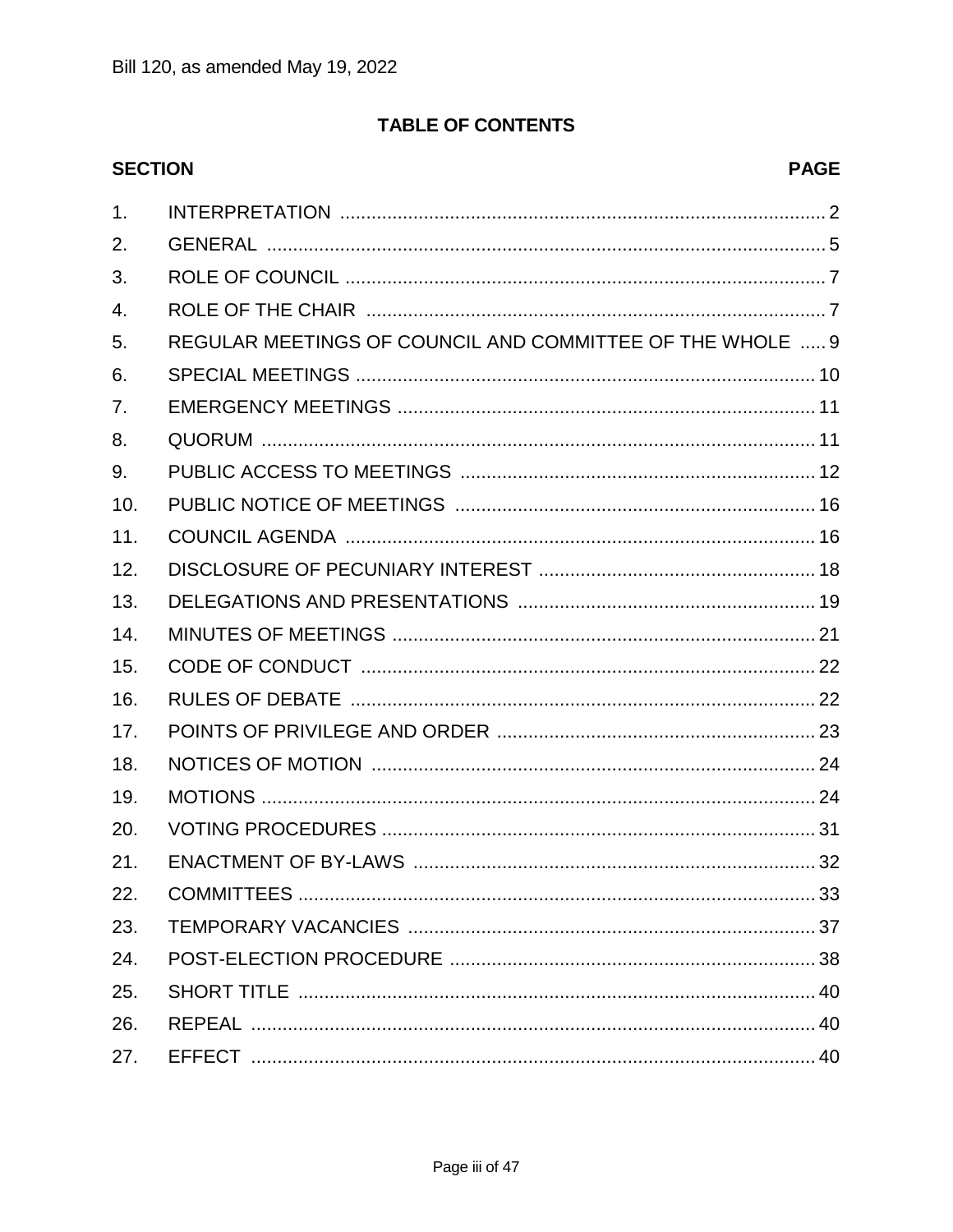Bill 120, as amended May 19, 2022

## TABLE OF CONTENTS

| SECTION | | PAGE |
|---|---|---|
| 1. | INTERPRETATION | 2 |
| 2. | GENERAL | 5 |
| 3. | ROLE OF COUNCIL | 7 |
| 4. | ROLE OF THE CHAIR | 7 |
| 5. | REGULAR MEETINGS OF COUNCIL AND COMMITTEE OF THE WHOLE | 9 |
| 6. | SPECIAL MEETINGS | 10 |
| 7. | EMERGENCY MEETINGS | 11 |
| 8. | QUORUM | 11 |
| 9. | PUBLIC ACCESS TO MEETINGS | 12 |
| 10. | PUBLIC NOTICE OF MEETINGS | 16 |
| 11. | COUNCIL AGENDA | 16 |
| 12. | DISCLOSURE OF PECUNIARY INTEREST | 18 |
| 13. | DELEGATIONS AND PRESENTATIONS | 19 |
| 14. | MINUTES OF MEETINGS | 21 |
| 15. | CODE OF CONDUCT | 22 |
| 16. | RULES OF DEBATE | 22 |
| 17. | POINTS OF PRIVILEGE AND ORDER | 23 |
| 18. | NOTICES OF MOTION | 24 |
| 19. | MOTIONS | 24 |
| 20. | VOTING PROCEDURES | 31 |
| 21. | ENACTMENT OF BY-LAWS | 32 |
| 22. | COMMITTEES | 33 |
| 23. | TEMPORARY VACANCIES | 37 |
| 24. | POST-ELECTION PROCEDURE | 38 |
| 25. | SHORT TITLE | 40 |
| 26. | REPEAL | 40 |
| 27. | EFFECT | 40 |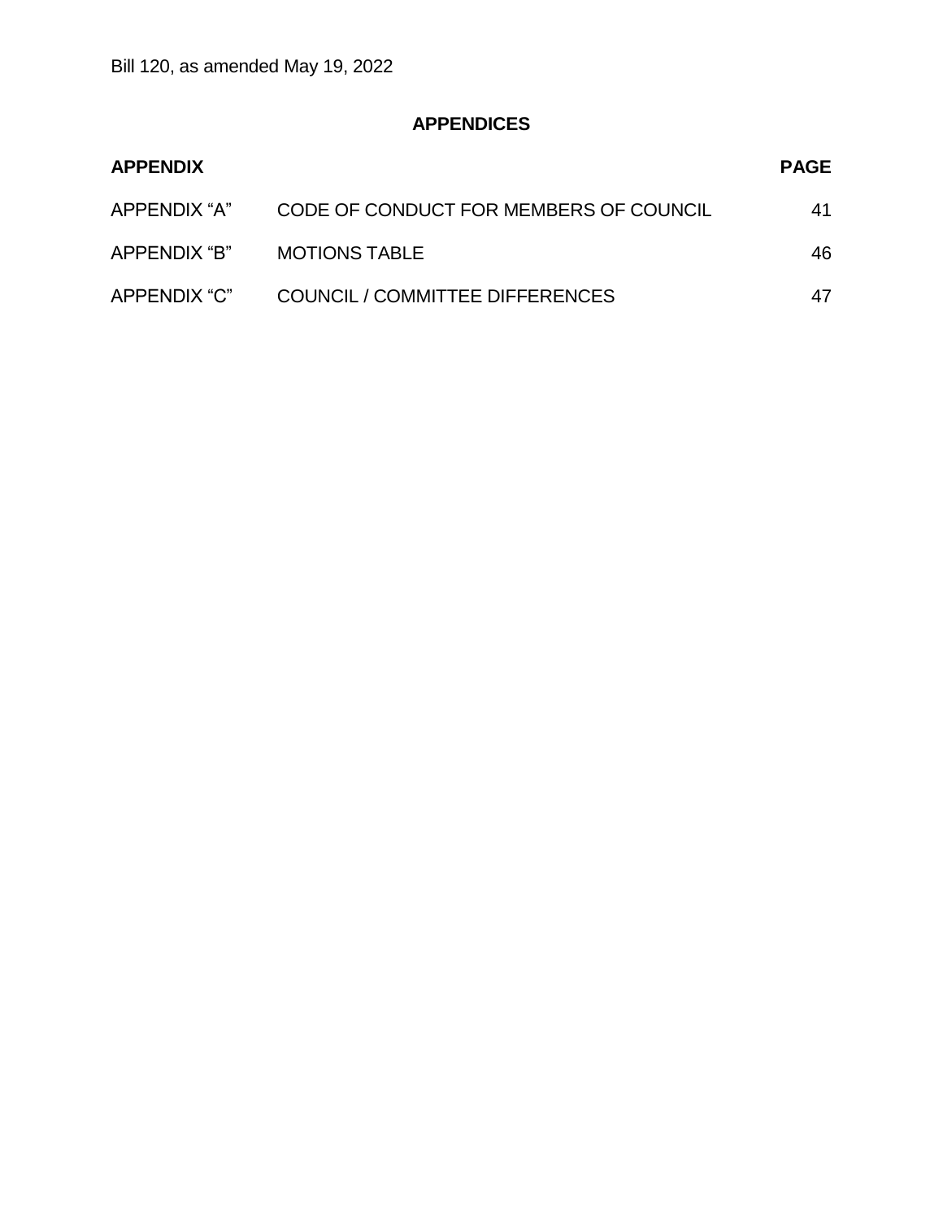# APPENDICES

| APPENDIX | | PAGE |
|---|---|---|
| APPENDIX "A" | CODE OF CONDUCT FOR MEMBERS OF COUNCIL | 41 |
| APPENDIX "B" | MOTIONS TABLE | 46 |
| APPENDIX "C" | COUNCIL / COMMITTEE DIFFERENCES | 47 |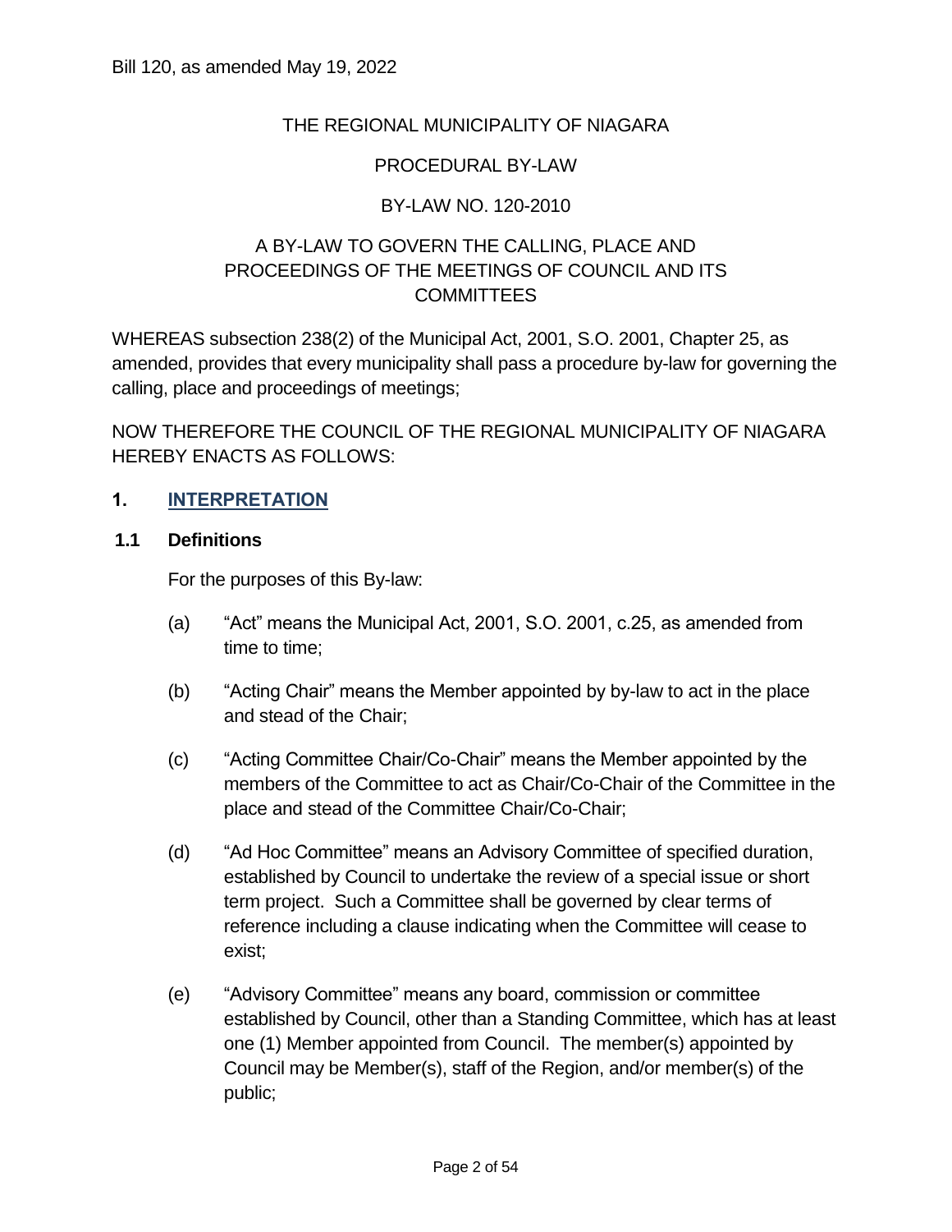Bill 120, as amended May 19, 2022

THE REGIONAL MUNICIPALITY OF NIAGARA

PROCEDURAL BY-LAW

BY-LAW NO. 120-2010

A BY-LAW TO GOVERN THE CALLING, PLACE AND PROCEEDINGS OF THE MEETINGS OF COUNCIL AND ITS COMMITTEES

WHEREAS subsection 238(2) of the Municipal Act, 2001, S.O. 2001, Chapter 25, as amended, provides that every municipality shall pass a procedure by-law for governing the calling, place and proceedings of meetings;

NOW THEREFORE THE COUNCIL OF THE REGIONAL MUNICIPALITY OF NIAGARA HEREBY ENACTS AS FOLLOWS:

## 1. INTERPRETATION

### 1.1 Definitions

For the purposes of this By-law:

(a) “Act” means the Municipal Act, 2001, S.O. 2001, c.25, as amended from time to time;

(b) “Acting Chair” means the Member appointed by by-law to act in the place and stead of the Chair;

(c) “Acting Committee Chair/Co-Chair” means the Member appointed by the members of the Committee to act as Chair/Co-Chair of the Committee in the place and stead of the Committee Chair/Co-Chair;

(d) “Ad Hoc Committee” means an Advisory Committee of specified duration, established by Council to undertake the review of a special issue or short term project. Such a Committee shall be governed by clear terms of reference including a clause indicating when the Committee will cease to exist;

(e) “Advisory Committee” means any board, commission or committee established by Council, other than a Standing Committee, which has at least one (1) Member appointed from Council. The member(s) appointed by Council may be Member(s), staff of the Region, and/or member(s) of the public;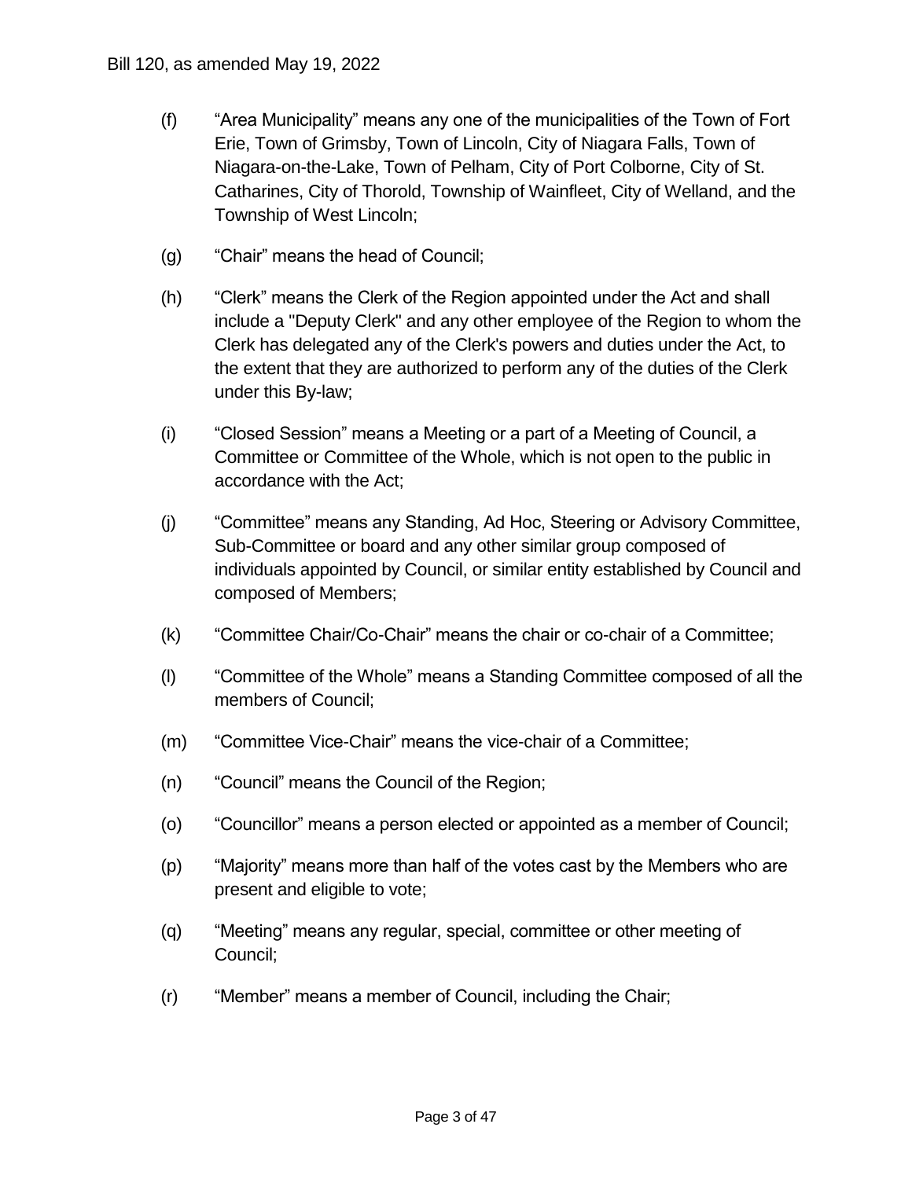(f) "Area Municipality" means any one of the municipalities of the Town of Fort Erie, Town of Grimsby, Town of Lincoln, City of Niagara Falls, Town of Niagara-on-the-Lake, Town of Pelham, City of Port Colborne, City of St. Catharines, City of Thorold, Township of Wainfleet, City of Welland, and the Township of West Lincoln;

(g) "Chair" means the head of Council;

(h) "Clerk" means the Clerk of the Region appointed under the Act and shall include a "Deputy Clerk" and any other employee of the Region to whom the Clerk has delegated any of the Clerk's powers and duties under the Act, to the extent that they are authorized to perform any of the duties of the Clerk under this By-law;

(i) "Closed Session" means a Meeting or a part of a Meeting of Council, a Committee or Committee of the Whole, which is not open to the public in accordance with the Act;

(j) "Committee" means any Standing, Ad Hoc, Steering or Advisory Committee, Sub-Committee or board and any other similar group composed of individuals appointed by Council, or similar entity established by Council and composed of Members;

(k) "Committee Chair/Co-Chair" means the chair or co-chair of a Committee;

(l) "Committee of the Whole" means a Standing Committee composed of all the members of Council;

(m) "Committee Vice-Chair" means the vice-chair of a Committee;

(n) "Council" means the Council of the Region;

(o) "Councillor" means a person elected or appointed as a member of Council;

(p) "Majority" means more than half of the votes cast by the Members who are present and eligible to vote;

(q) "Meeting" means any regular, special, committee or other meeting of Council;

(r) "Member" means a member of Council, including the Chair;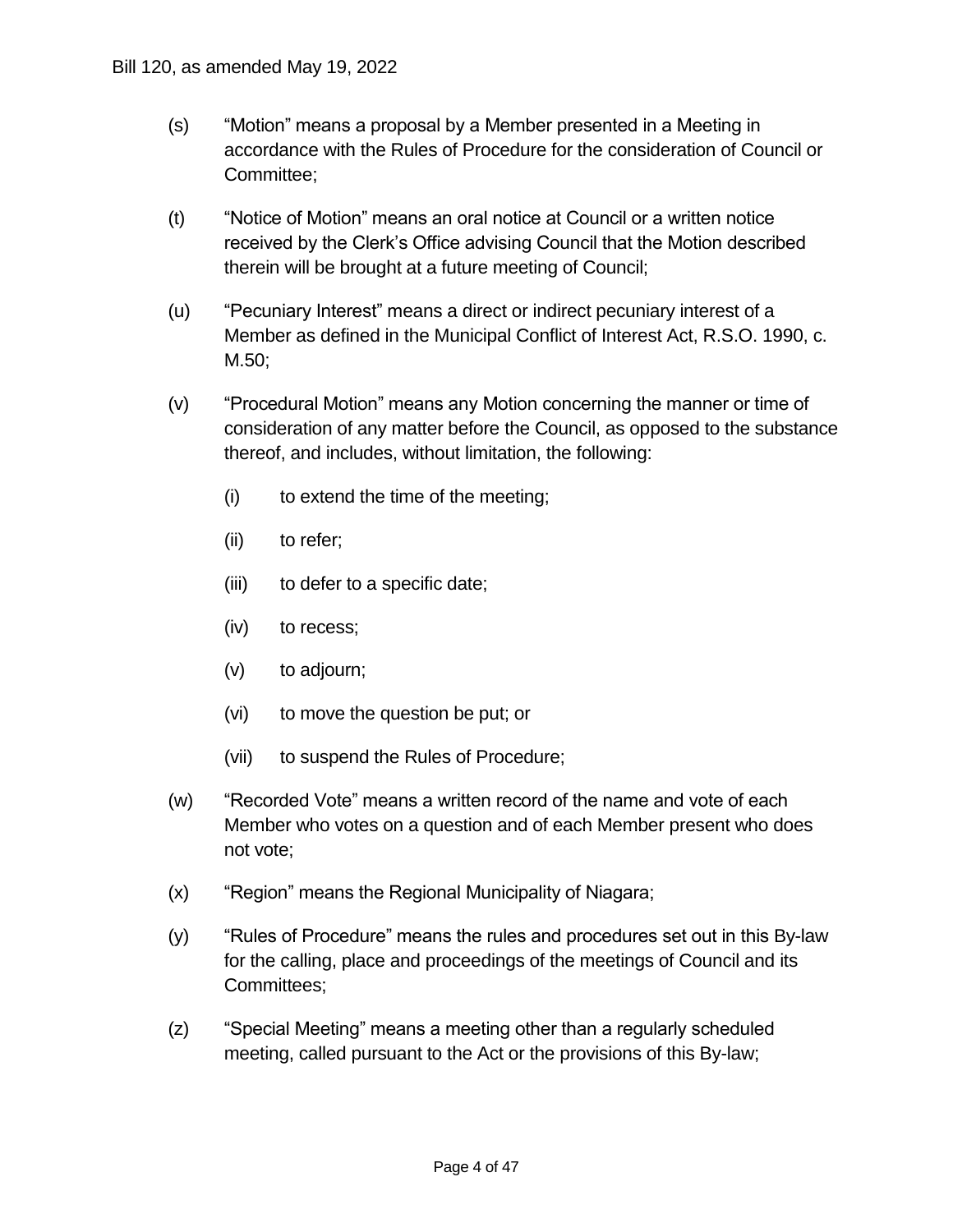(s) "Motion" means a proposal by a Member presented in a Meeting in accordance with the Rules of Procedure for the consideration of Council or Committee;

(t) "Notice of Motion" means an oral notice at Council or a written notice received by the Clerk's Office advising Council that the Motion described therein will be brought at a future meeting of Council;

(u) "Pecuniary Interest" means a direct or indirect pecuniary interest of a Member as defined in the Municipal Conflict of Interest Act, R.S.O. 1990, c. M.50;

(v) "Procedural Motion" means any Motion concerning the manner or time of consideration of any matter before the Council, as opposed to the substance thereof, and includes, without limitation, the following:

  (i) to extend the time of the meeting;

  (ii) to refer;

  (iii) to defer to a specific date;

  (iv) to recess;

  (v) to adjourn;

  (vi) to move the question be put; or

  (vii) to suspend the Rules of Procedure;

(w) "Recorded Vote" means a written record of the name and vote of each Member who votes on a question and of each Member present who does not vote;

(x) "Region" means the Regional Municipality of Niagara;

(y) "Rules of Procedure" means the rules and procedures set out in this By-law for the calling, place and proceedings of the meetings of Council and its Committees;

(z) "Special Meeting" means a meeting other than a regularly scheduled meeting, called pursuant to the Act or the provisions of this By-law;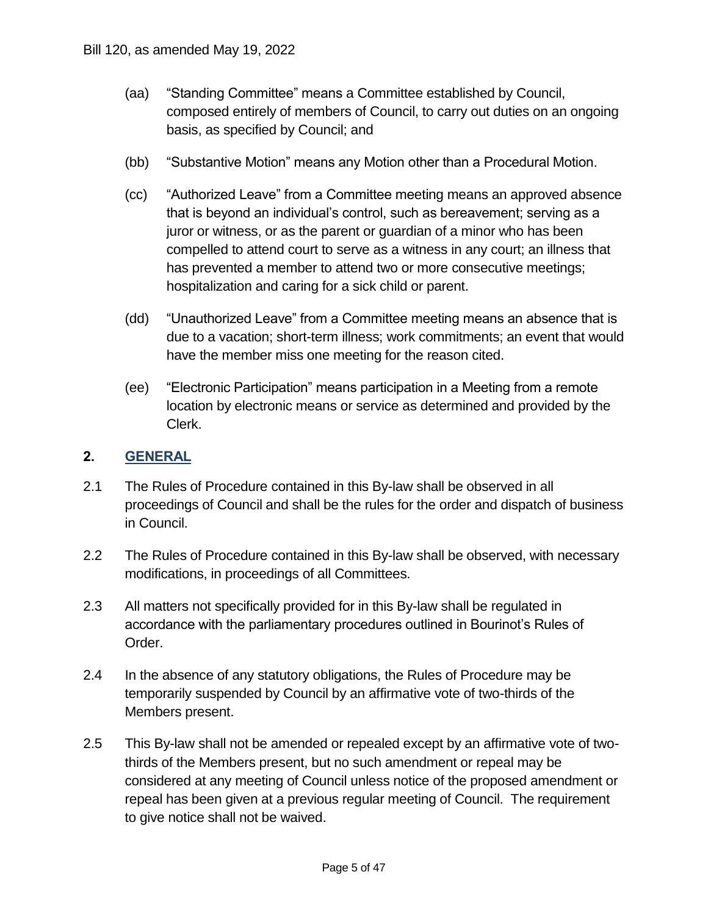(aa) "Standing Committee" means a Committee established by Council, composed entirely of members of Council, to carry out duties on an ongoing basis, as specified by Council; and

(bb) "Substantive Motion" means any Motion other than a Procedural Motion.

(cc) "Authorized Leave" from a Committee meeting means an approved absence that is beyond an individual's control, such as bereavement; serving as a juror or witness, or as the parent or guardian of a minor who has been compelled to attend court to serve as a witness in any court; an illness that has prevented a member to attend two or more consecutive meetings; hospitalization and caring for a sick child or parent.

(dd) "Unauthorized Leave" from a Committee meeting means an absence that is due to a vacation; short-term illness; work commitments; an event that would have the member miss one meeting for the reason cited.

(ee) "Electronic Participation" means participation in a Meeting from a remote location by electronic means or service as determined and provided by the Clerk.

## 2. GENERAL

2.1 The Rules of Procedure contained in this By-law shall be observed in all proceedings of Council and shall be the rules for the order and dispatch of business in Council.

2.2 The Rules of Procedure contained in this By-law shall be observed, with necessary modifications, in proceedings of all Committees.

2.3 All matters not specifically provided for in this By-law shall be regulated in accordance with the parliamentary procedures outlined in Bourinot's Rules of Order.

2.4 In the absence of any statutory obligations, the Rules of Procedure may be temporarily suspended by Council by an affirmative vote of two-thirds of the Members present.

2.5 This By-law shall not be amended or repealed except by an affirmative vote of two-thirds of the Members present, but no such amendment or repeal may be considered at any meeting of Council unless notice of the proposed amendment or repeal has been given at a previous regular meeting of Council. The requirement to give notice shall not be waived.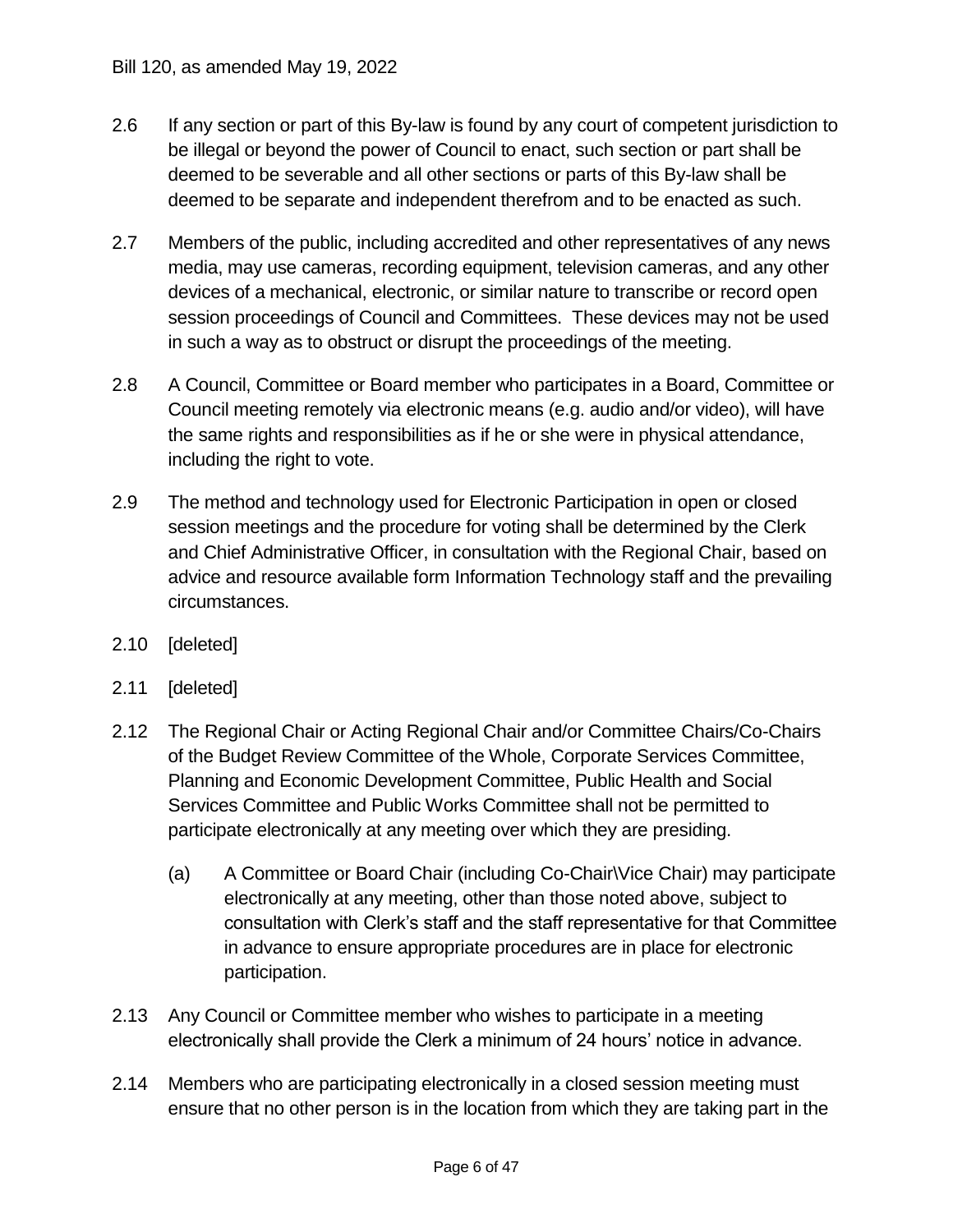2.6 If any section or part of this By-law is found by any court of competent jurisdiction to be illegal or beyond the power of Council to enact, such section or part shall be deemed to be severable and all other sections or parts of this By-law shall be deemed to be separate and independent therefrom and to be enacted as such.

2.7 Members of the public, including accredited and other representatives of any news media, may use cameras, recording equipment, television cameras, and any other devices of a mechanical, electronic, or similar nature to transcribe or record open session proceedings of Council and Committees. These devices may not be used in such a way as to obstruct or disrupt the proceedings of the meeting.

2.8 A Council, Committee or Board member who participates in a Board, Committee or Council meeting remotely via electronic means (e.g. audio and/or video), will have the same rights and responsibilities as if he or she were in physical attendance, including the right to vote.

2.9 The method and technology used for Electronic Participation in open or closed session meetings and the procedure for voting shall be determined by the Clerk and Chief Administrative Officer, in consultation with the Regional Chair, based on advice and resource available form Information Technology staff and the prevailing circumstances.

2.10 [deleted]

2.11 [deleted]

2.12 The Regional Chair or Acting Regional Chair and/or Committee Chairs/Co-Chairs of the Budget Review Committee of the Whole, Corporate Services Committee, Planning and Economic Development Committee, Public Health and Social Services Committee and Public Works Committee shall not be permitted to participate electronically at any meeting over which they are presiding.

   (a) A Committee or Board Chair (including Co-Chair\Vice Chair) may participate electronically at any meeting, other than those noted above, subject to consultation with Clerk's staff and the staff representative for that Committee in advance to ensure appropriate procedures are in place for electronic participation.

2.13 Any Council or Committee member who wishes to participate in a meeting electronically shall provide the Clerk a minimum of 24 hours' notice in advance.

2.14 Members who are participating electronically in a closed session meeting must ensure that no other person is in the location from which they are taking part in the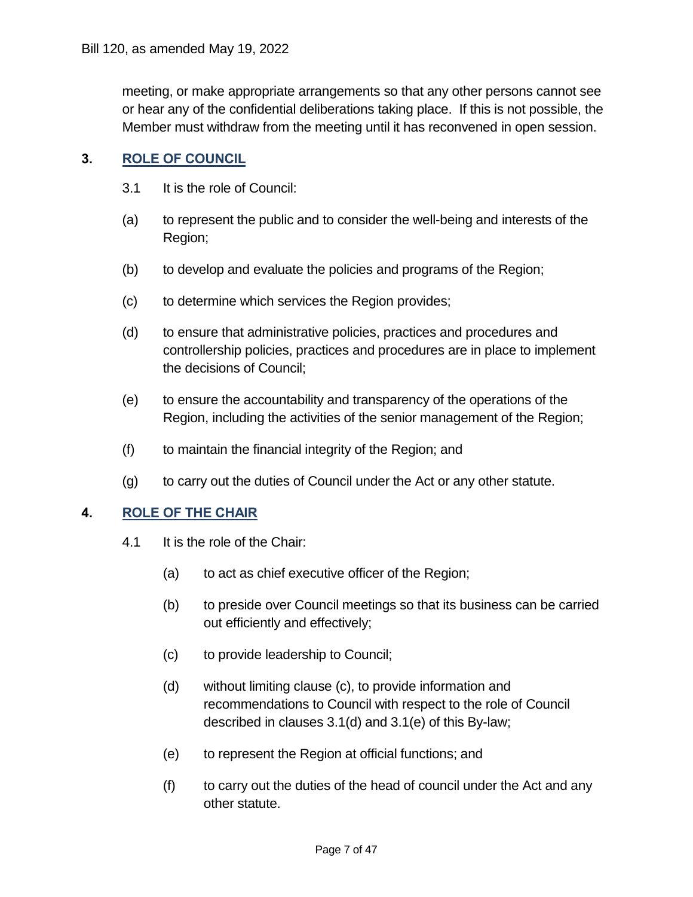meeting, or make appropriate arrangements so that any other persons cannot see or hear any of the confidential deliberations taking place. If this is not possible, the Member must withdraw from the meeting until it has reconvened in open session.

## 3. ROLE OF COUNCIL

3.1 It is the role of Council:

(a) to represent the public and to consider the well-being and interests of the Region;

(b) to develop and evaluate the policies and programs of the Region;

(c) to determine which services the Region provides;

(d) to ensure that administrative policies, practices and procedures and controllership policies, practices and procedures are in place to implement the decisions of Council;

(e) to ensure the accountability and transparency of the operations of the Region, including the activities of the senior management of the Region;

(f) to maintain the financial integrity of the Region; and

(g) to carry out the duties of Council under the Act or any other statute.

## 4. ROLE OF THE CHAIR

4.1 It is the role of the Chair:

(a) to act as chief executive officer of the Region;

(b) to preside over Council meetings so that its business can be carried out efficiently and effectively;

(c) to provide leadership to Council;

(d) without limiting clause (c), to provide information and recommendations to Council with respect to the role of Council described in clauses 3.1(d) and 3.1(e) of this By-law;

(e) to represent the Region at official functions; and

(f) to carry out the duties of the head of council under the Act and any other statute.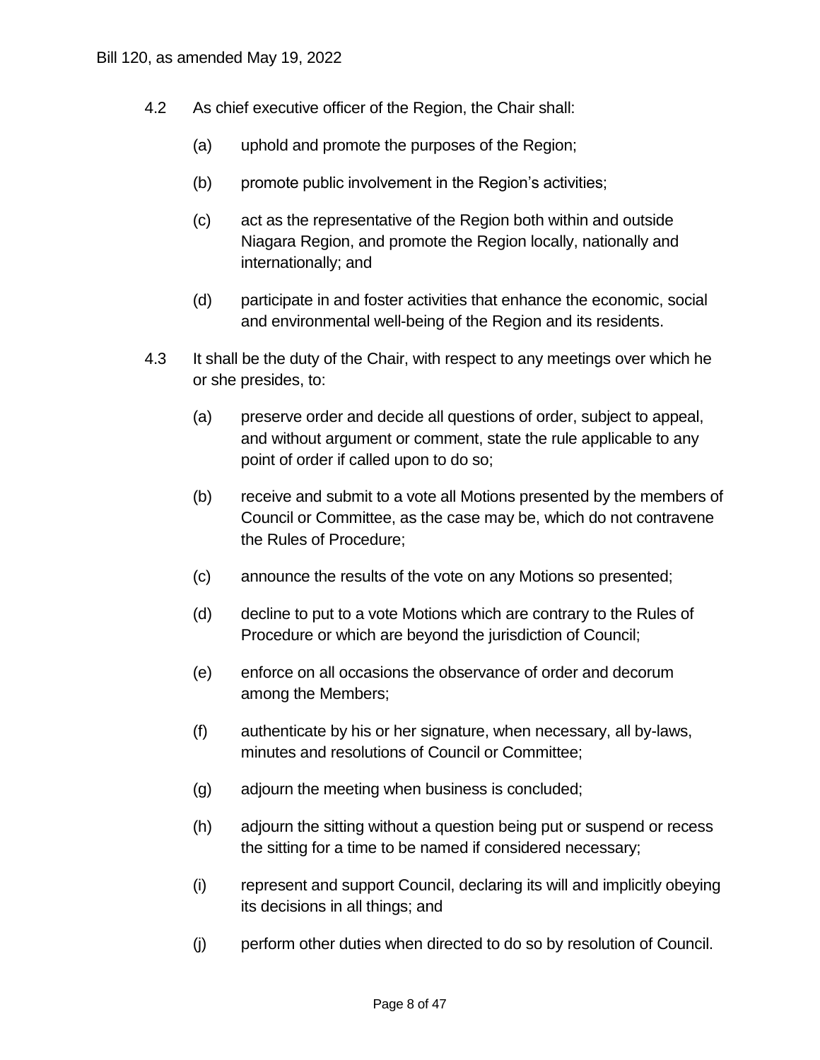4.2 As chief executive officer of the Region, the Chair shall:

(a) uphold and promote the purposes of the Region;

(b) promote public involvement in the Region's activities;

(c) act as the representative of the Region both within and outside Niagara Region, and promote the Region locally, nationally and internationally; and

(d) participate in and foster activities that enhance the economic, social and environmental well-being of the Region and its residents.

4.3 It shall be the duty of the Chair, with respect to any meetings over which he or she presides, to:

(a) preserve order and decide all questions of order, subject to appeal, and without argument or comment, state the rule applicable to any point of order if called upon to do so;

(b) receive and submit to a vote all Motions presented by the members of Council or Committee, as the case may be, which do not contravene the Rules of Procedure;

(c) announce the results of the vote on any Motions so presented;

(d) decline to put to a vote Motions which are contrary to the Rules of Procedure or which are beyond the jurisdiction of Council;

(e) enforce on all occasions the observance of order and decorum among the Members;

(f) authenticate by his or her signature, when necessary, all by-laws, minutes and resolutions of Council or Committee;

(g) adjourn the meeting when business is concluded;

(h) adjourn the sitting without a question being put or suspend or recess the sitting for a time to be named if considered necessary;

(i) represent and support Council, declaring its will and implicitly obeying its decisions in all things; and

(j) perform other duties when directed to do so by resolution of Council.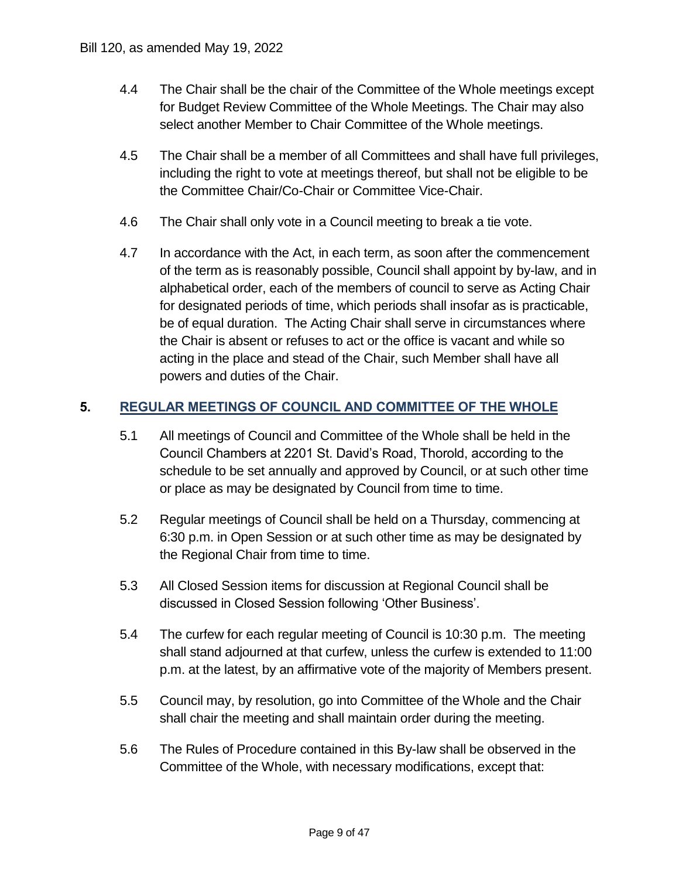4.4 The Chair shall be the chair of the Committee of the Whole meetings except for Budget Review Committee of the Whole Meetings. The Chair may also select another Member to Chair Committee of the Whole meetings.

4.5 The Chair shall be a member of all Committees and shall have full privileges, including the right to vote at meetings thereof, but shall not be eligible to be the Committee Chair/Co-Chair or Committee Vice-Chair.

4.6 The Chair shall only vote in a Council meeting to break a tie vote.

4.7 In accordance with the Act, in each term, as soon after the commencement of the term as is reasonably possible, Council shall appoint by by-law, and in alphabetical order, each of the members of council to serve as Acting Chair for designated periods of time, which periods shall insofar as is practicable, be of equal duration. The Acting Chair shall serve in circumstances where the Chair is absent or refuses to act or the office is vacant and while so acting in the place and stead of the Chair, such Member shall have all powers and duties of the Chair.

## 5. REGULAR MEETINGS OF COUNCIL AND COMMITTEE OF THE WHOLE

5.1 All meetings of Council and Committee of the Whole shall be held in the Council Chambers at 2201 St. David's Road, Thorold, according to the schedule to be set annually and approved by Council, or at such other time or place as may be designated by Council from time to time.

5.2 Regular meetings of Council shall be held on a Thursday, commencing at 6:30 p.m. in Open Session or at such other time as may be designated by the Regional Chair from time to time.

5.3 All Closed Session items for discussion at Regional Council shall be discussed in Closed Session following 'Other Business'.

5.4 The curfew for each regular meeting of Council is 10:30 p.m. The meeting shall stand adjourned at that curfew, unless the curfew is extended to 11:00 p.m. at the latest, by an affirmative vote of the majority of Members present.

5.5 Council may, by resolution, go into Committee of the Whole and the Chair shall chair the meeting and shall maintain order during the meeting.

5.6 The Rules of Procedure contained in this By-law shall be observed in the Committee of the Whole, with necessary modifications, except that: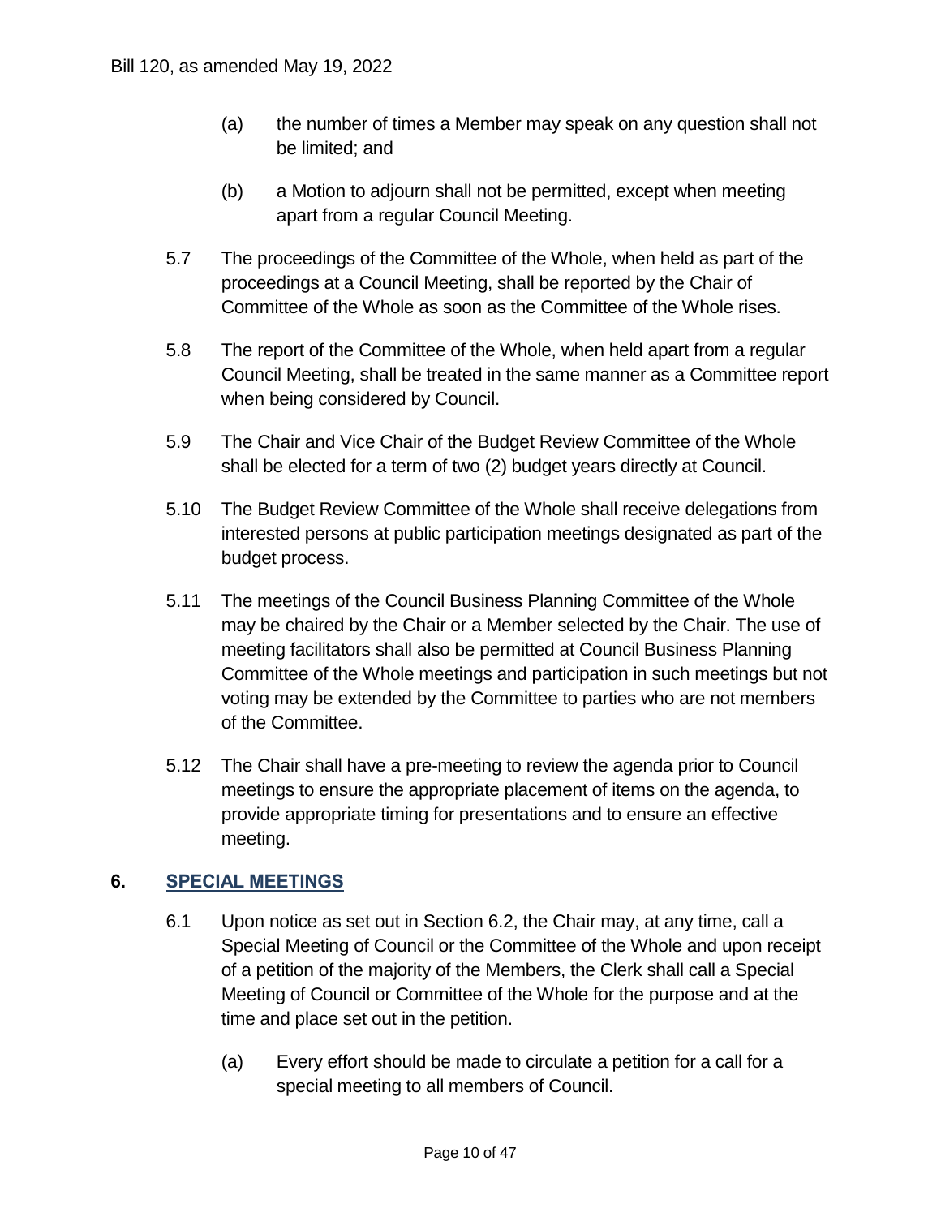(a) the number of times a Member may speak on any question shall not be limited; and

(b) a Motion to adjourn shall not be permitted, except when meeting apart from a regular Council Meeting.

5.7 The proceedings of the Committee of the Whole, when held as part of the proceedings at a Council Meeting, shall be reported by the Chair of Committee of the Whole as soon as the Committee of the Whole rises.

5.8 The report of the Committee of the Whole, when held apart from a regular Council Meeting, shall be treated in the same manner as a Committee report when being considered by Council.

5.9 The Chair and Vice Chair of the Budget Review Committee of the Whole shall be elected for a term of two (2) budget years directly at Council.

5.10 The Budget Review Committee of the Whole shall receive delegations from interested persons at public participation meetings designated as part of the budget process.

5.11 The meetings of the Council Business Planning Committee of the Whole may be chaired by the Chair or a Member selected by the Chair. The use of meeting facilitators shall also be permitted at Council Business Planning Committee of the Whole meetings and participation in such meetings but not voting may be extended by the Committee to parties who are not members of the Committee.

5.12 The Chair shall have a pre-meeting to review the agenda prior to Council meetings to ensure the appropriate placement of items on the agenda, to provide appropriate timing for presentations and to ensure an effective meeting.

## 6. SPECIAL MEETINGS

6.1 Upon notice as set out in Section 6.2, the Chair may, at any time, call a Special Meeting of Council or the Committee of the Whole and upon receipt of a petition of the majority of the Members, the Clerk shall call a Special Meeting of Council or Committee of the Whole for the purpose and at the time and place set out in the petition.

(a) Every effort should be made to circulate a petition for a call for a special meeting to all members of Council.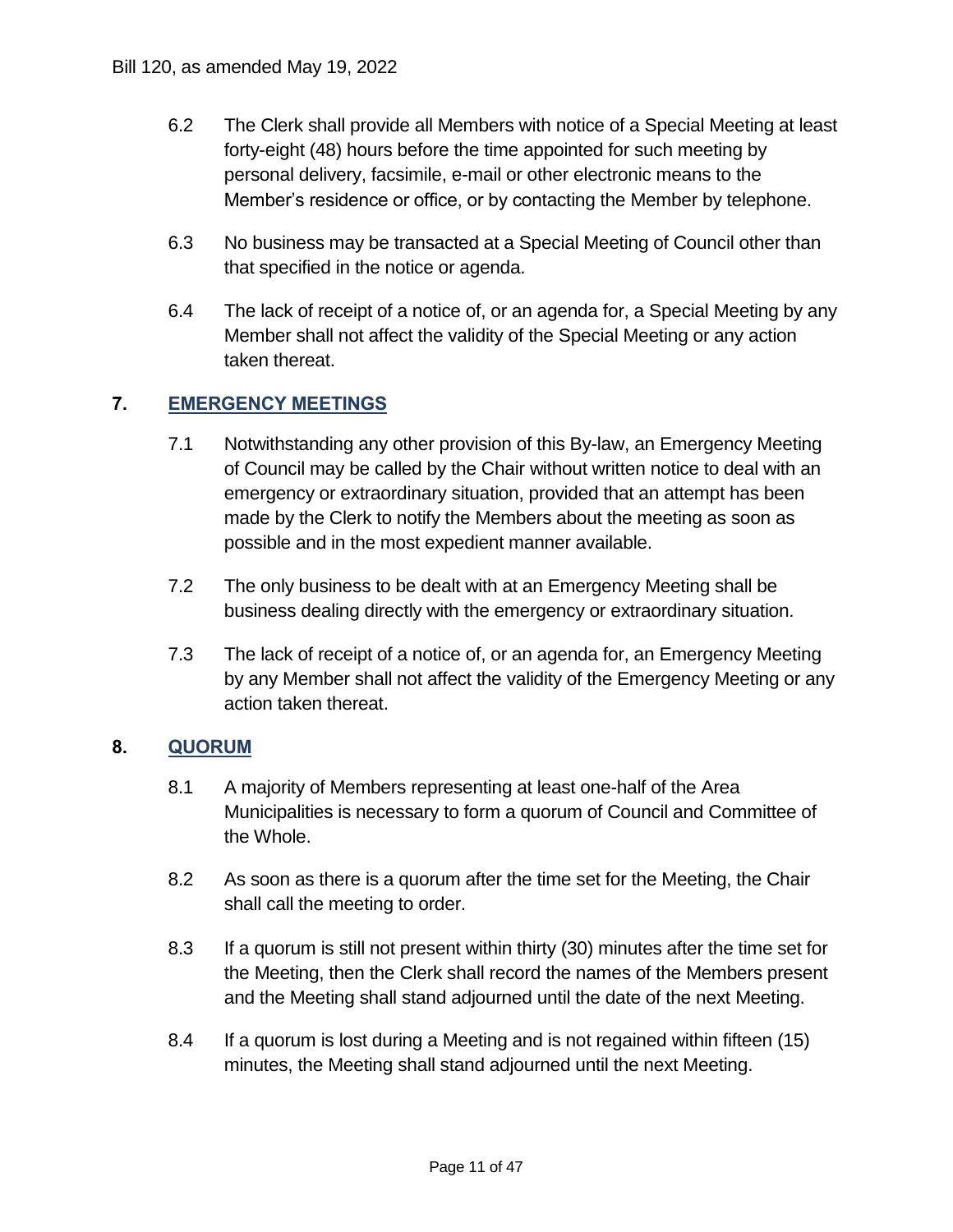6.2 The Clerk shall provide all Members with notice of a Special Meeting at least forty-eight (48) hours before the time appointed for such meeting by personal delivery, facsimile, e-mail or other electronic means to the Member's residence or office, or by contacting the Member by telephone.

6.3 No business may be transacted at a Special Meeting of Council other than that specified in the notice or agenda.

6.4 The lack of receipt of a notice of, or an agenda for, a Special Meeting by any Member shall not affect the validity of the Special Meeting or any action taken thereat.

## 7. EMERGENCY MEETINGS

7.1 Notwithstanding any other provision of this By-law, an Emergency Meeting of Council may be called by the Chair without written notice to deal with an emergency or extraordinary situation, provided that an attempt has been made by the Clerk to notify the Members about the meeting as soon as possible and in the most expedient manner available.

7.2 The only business to be dealt with at an Emergency Meeting shall be business dealing directly with the emergency or extraordinary situation.

7.3 The lack of receipt of a notice of, or an agenda for, an Emergency Meeting by any Member shall not affect the validity of the Emergency Meeting or any action taken thereat.

## 8. QUORUM

8.1 A majority of Members representing at least one-half of the Area Municipalities is necessary to form a quorum of Council and Committee of the Whole.

8.2 As soon as there is a quorum after the time set for the Meeting, the Chair shall call the meeting to order.

8.3 If a quorum is still not present within thirty (30) minutes after the time set for the Meeting, then the Clerk shall record the names of the Members present and the Meeting shall stand adjourned until the date of the next Meeting.

8.4 If a quorum is lost during a Meeting and is not regained within fifteen (15) minutes, the Meeting shall stand adjourned until the next Meeting.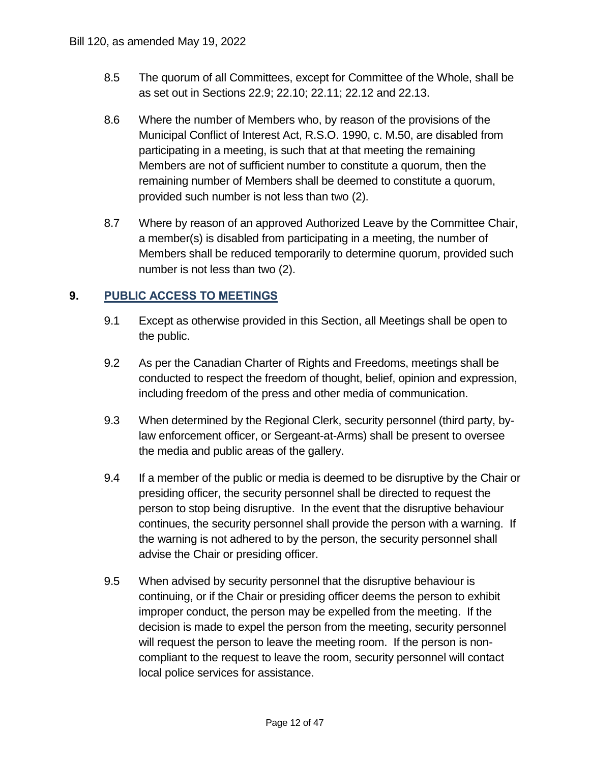8.5 The quorum of all Committees, except for Committee of the Whole, shall be as set out in Sections 22.9; 22.10; 22.11; 22.12 and 22.13.

8.6 Where the number of Members who, by reason of the provisions of the Municipal Conflict of Interest Act, R.S.O. 1990, c. M.50, are disabled from participating in a meeting, is such that at that meeting the remaining Members are not of sufficient number to constitute a quorum, then the remaining number of Members shall be deemed to constitute a quorum, provided such number is not less than two (2).

8.7 Where by reason of an approved Authorized Leave by the Committee Chair, a member(s) is disabled from participating in a meeting, the number of Members shall be reduced temporarily to determine quorum, provided such number is not less than two (2).

## 9. PUBLIC ACCESS TO MEETINGS

9.1 Except as otherwise provided in this Section, all Meetings shall be open to the public.

9.2 As per the Canadian Charter of Rights and Freedoms, meetings shall be conducted to respect the freedom of thought, belief, opinion and expression, including freedom of the press and other media of communication.

9.3 When determined by the Regional Clerk, security personnel (third party, by-law enforcement officer, or Sergeant-at-Arms) shall be present to oversee the media and public areas of the gallery.

9.4 If a member of the public or media is deemed to be disruptive by the Chair or presiding officer, the security personnel shall be directed to request the person to stop being disruptive. In the event that the disruptive behaviour continues, the security personnel shall provide the person with a warning. If the warning is not adhered to by the person, the security personnel shall advise the Chair or presiding officer.

9.5 When advised by security personnel that the disruptive behaviour is continuing, or if the Chair or presiding officer deems the person to exhibit improper conduct, the person may be expelled from the meeting. If the decision is made to expel the person from the meeting, security personnel will request the person to leave the meeting room. If the person is non-compliant to the request to leave the room, security personnel will contact local police services for assistance.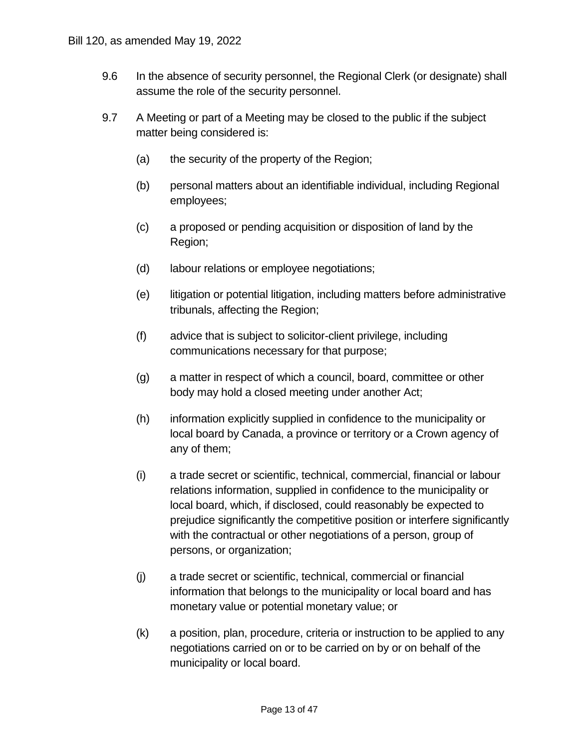9.6 In the absence of security personnel, the Regional Clerk (or designate) shall assume the role of the security personnel.

9.7 A Meeting or part of a Meeting may be closed to the public if the subject matter being considered is:

(a) the security of the property of the Region;

(b) personal matters about an identifiable individual, including Regional employees;

(c) a proposed or pending acquisition or disposition of land by the Region;

(d) labour relations or employee negotiations;

(e) litigation or potential litigation, including matters before administrative tribunals, affecting the Region;

(f) advice that is subject to solicitor-client privilege, including communications necessary for that purpose;

(g) a matter in respect of which a council, board, committee or other body may hold a closed meeting under another Act;

(h) information explicitly supplied in confidence to the municipality or local board by Canada, a province or territory or a Crown agency of any of them;

(i) a trade secret or scientific, technical, commercial, financial or labour relations information, supplied in confidence to the municipality or local board, which, if disclosed, could reasonably be expected to prejudice significantly the competitive position or interfere significantly with the contractual or other negotiations of a person, group of persons, or organization;

(j) a trade secret or scientific, technical, commercial or financial information that belongs to the municipality or local board and has monetary value or potential monetary value; or

(k) a position, plan, procedure, criteria or instruction to be applied to any negotiations carried on or to be carried on by or on behalf of the municipality or local board.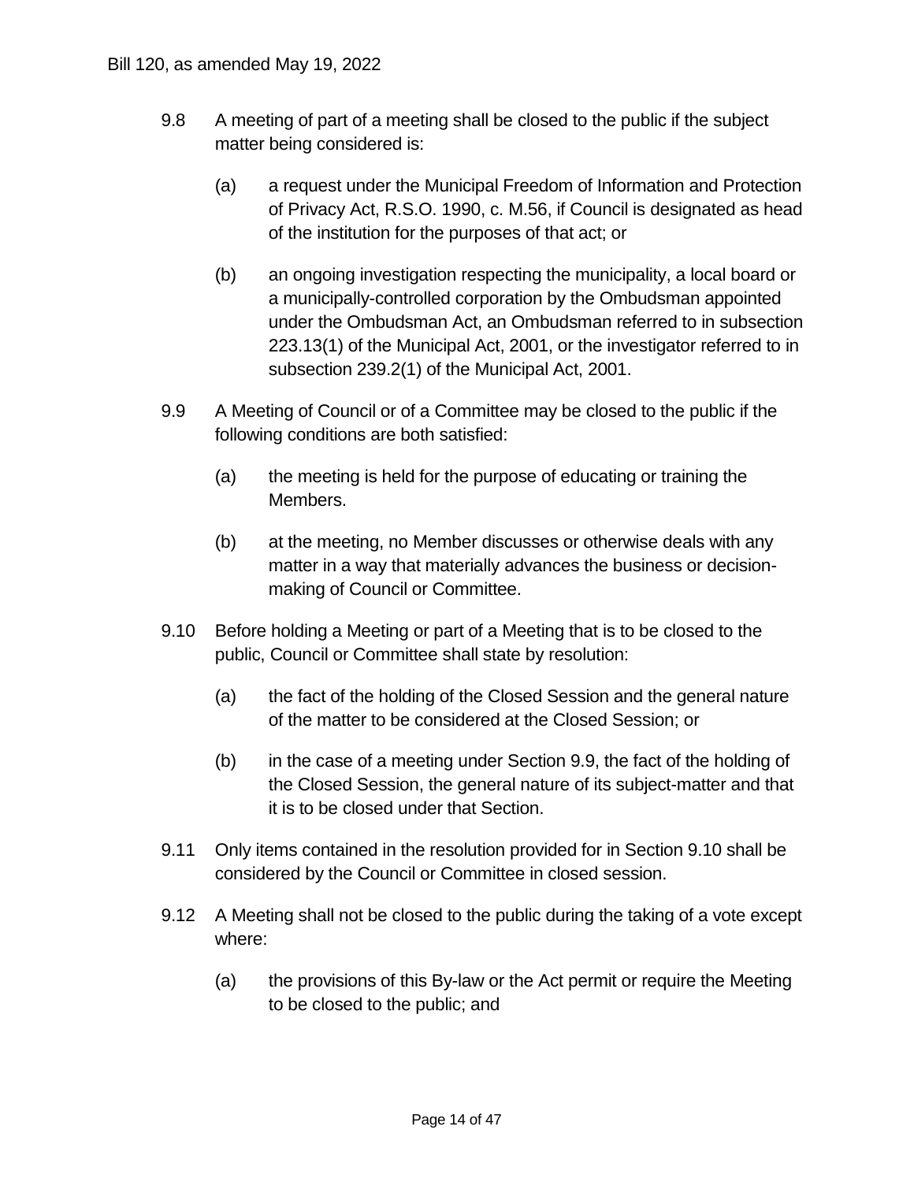9.8 A meeting of part of a meeting shall be closed to the public if the subject matter being considered is:

(a) a request under the Municipal Freedom of Information and Protection of Privacy Act, R.S.O. 1990, c. M.56, if Council is designated as head of the institution for the purposes of that act; or

(b) an ongoing investigation respecting the municipality, a local board or a municipally-controlled corporation by the Ombudsman appointed under the Ombudsman Act, an Ombudsman referred to in subsection 223.13(1) of the Municipal Act, 2001, or the investigator referred to in subsection 239.2(1) of the Municipal Act, 2001.

9.9 A Meeting of Council or of a Committee may be closed to the public if the following conditions are both satisfied:

(a) the meeting is held for the purpose of educating or training the Members.

(b) at the meeting, no Member discusses or otherwise deals with any matter in a way that materially advances the business or decision-making of Council or Committee.

9.10 Before holding a Meeting or part of a Meeting that is to be closed to the public, Council or Committee shall state by resolution:

(a) the fact of the holding of the Closed Session and the general nature of the matter to be considered at the Closed Session; or

(b) in the case of a meeting under Section 9.9, the fact of the holding of the Closed Session, the general nature of its subject-matter and that it is to be closed under that Section.

9.11 Only items contained in the resolution provided for in Section 9.10 shall be considered by the Council or Committee in closed session.

9.12 A Meeting shall not be closed to the public during the taking of a vote except where:

(a) the provisions of this By-law or the Act permit or require the Meeting to be closed to the public; and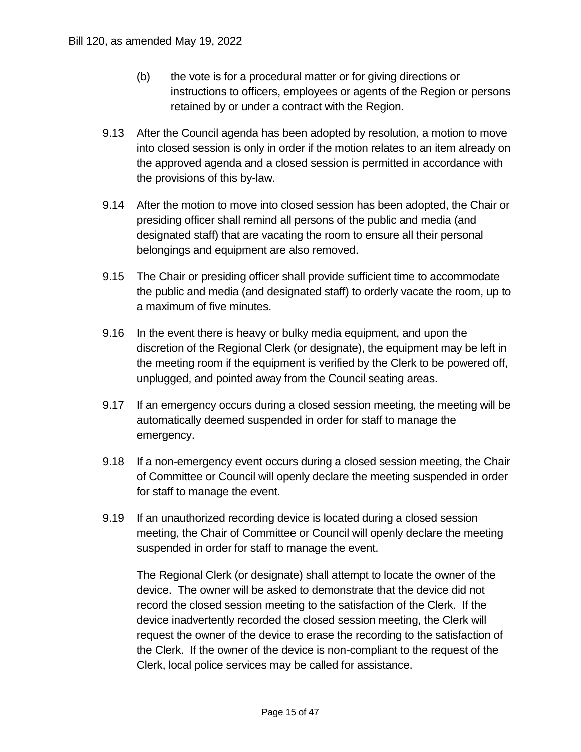(b) the vote is for a procedural matter or for giving directions or instructions to officers, employees or agents of the Region or persons retained by or under a contract with the Region.

9.13 After the Council agenda has been adopted by resolution, a motion to move into closed session is only in order if the motion relates to an item already on the approved agenda and a closed session is permitted in accordance with the provisions of this by-law.

9.14 After the motion to move into closed session has been adopted, the Chair or presiding officer shall remind all persons of the public and media (and designated staff) that are vacating the room to ensure all their personal belongings and equipment are also removed.

9.15 The Chair or presiding officer shall provide sufficient time to accommodate the public and media (and designated staff) to orderly vacate the room, up to a maximum of five minutes.

9.16 In the event there is heavy or bulky media equipment, and upon the discretion of the Regional Clerk (or designate), the equipment may be left in the meeting room if the equipment is verified by the Clerk to be powered off, unplugged, and pointed away from the Council seating areas.

9.17 If an emergency occurs during a closed session meeting, the meeting will be automatically deemed suspended in order for staff to manage the emergency.

9.18 If a non-emergency event occurs during a closed session meeting, the Chair of Committee or Council will openly declare the meeting suspended in order for staff to manage the event.

9.19 If an unauthorized recording device is located during a closed session meeting, the Chair of Committee or Council will openly declare the meeting suspended in order for staff to manage the event.

The Regional Clerk (or designate) shall attempt to locate the owner of the device. The owner will be asked to demonstrate that the device did not record the closed session meeting to the satisfaction of the Clerk. If the device inadvertently recorded the closed session meeting, the Clerk will request the owner of the device to erase the recording to the satisfaction of the Clerk. If the owner of the device is non-compliant to the request of the Clerk, local police services may be called for assistance.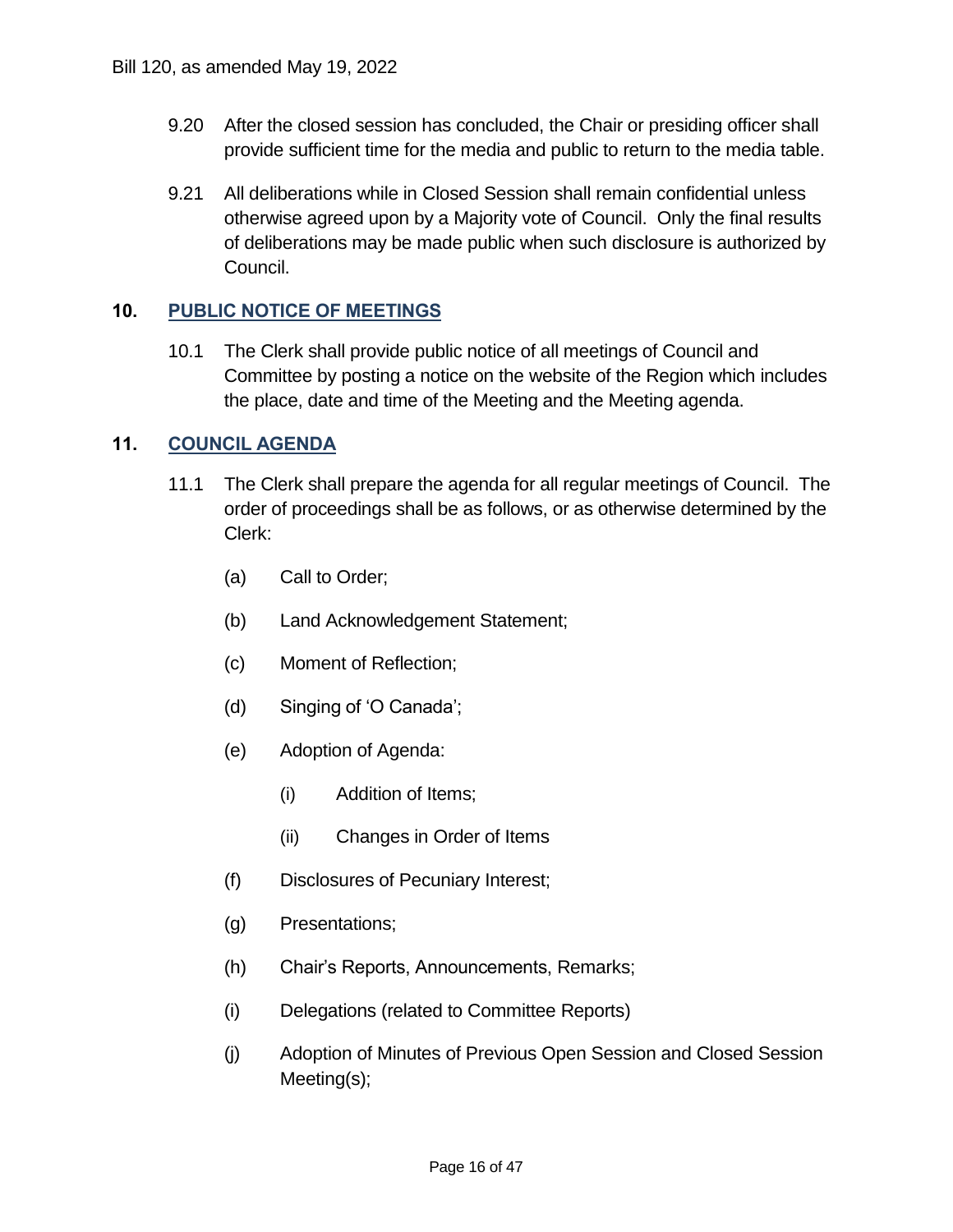9.20 After the closed session has concluded, the Chair or presiding officer shall provide sufficient time for the media and public to return to the media table.

9.21 All deliberations while in Closed Session shall remain confidential unless otherwise agreed upon by a Majority vote of Council. Only the final results of deliberations may be made public when such disclosure is authorized by Council.

## 10. PUBLIC NOTICE OF MEETINGS

10.1 The Clerk shall provide public notice of all meetings of Council and Committee by posting a notice on the website of the Region which includes the place, date and time of the Meeting and the Meeting agenda.

## 11. COUNCIL AGENDA

11.1 The Clerk shall prepare the agenda for all regular meetings of Council. The order of proceedings shall be as follows, or as otherwise determined by the Clerk:

- (a) Call to Order;
- (b) Land Acknowledgement Statement;
- (c) Moment of Reflection;
- (d) Singing of 'O Canada';
- (e) Adoption of Agenda:
  - (i) Addition of Items;
  - (ii) Changes in Order of Items
- (f) Disclosures of Pecuniary Interest;
- (g) Presentations;
- (h) Chair's Reports, Announcements, Remarks;
- (i) Delegations (related to Committee Reports)
- (j) Adoption of Minutes of Previous Open Session and Closed Session Meeting(s);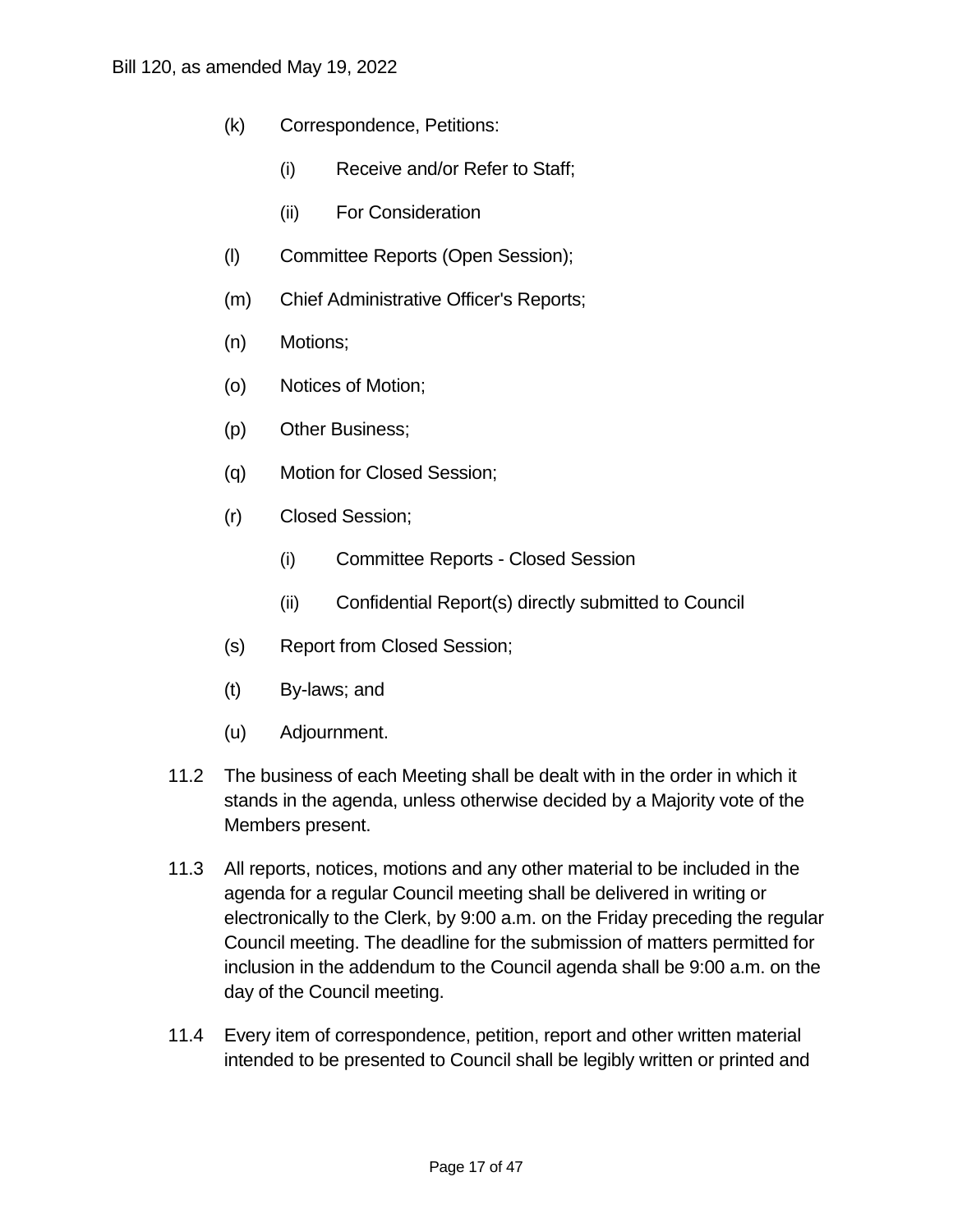(k) Correspondence, Petitions:

   (i) Receive and/or Refer to Staff;

   (ii) For Consideration

(l) Committee Reports (Open Session);

(m) Chief Administrative Officer's Reports;

(n) Motions;

(o) Notices of Motion;

(p) Other Business;

(q) Motion for Closed Session;

(r) Closed Session;

   (i) Committee Reports - Closed Session

   (ii) Confidential Report(s) directly submitted to Council

(s) Report from Closed Session;

(t) By-laws; and

(u) Adjournment.

11.2 The business of each Meeting shall be dealt with in the order in which it stands in the agenda, unless otherwise decided by a Majority vote of the Members present.

11.3 All reports, notices, motions and any other material to be included in the agenda for a regular Council meeting shall be delivered in writing or electronically to the Clerk, by 9:00 a.m. on the Friday preceding the regular Council meeting. The deadline for the submission of matters permitted for inclusion in the addendum to the Council agenda shall be 9:00 a.m. on the day of the Council meeting.

11.4 Every item of correspondence, petition, report and other written material intended to be presented to Council shall be legibly written or printed and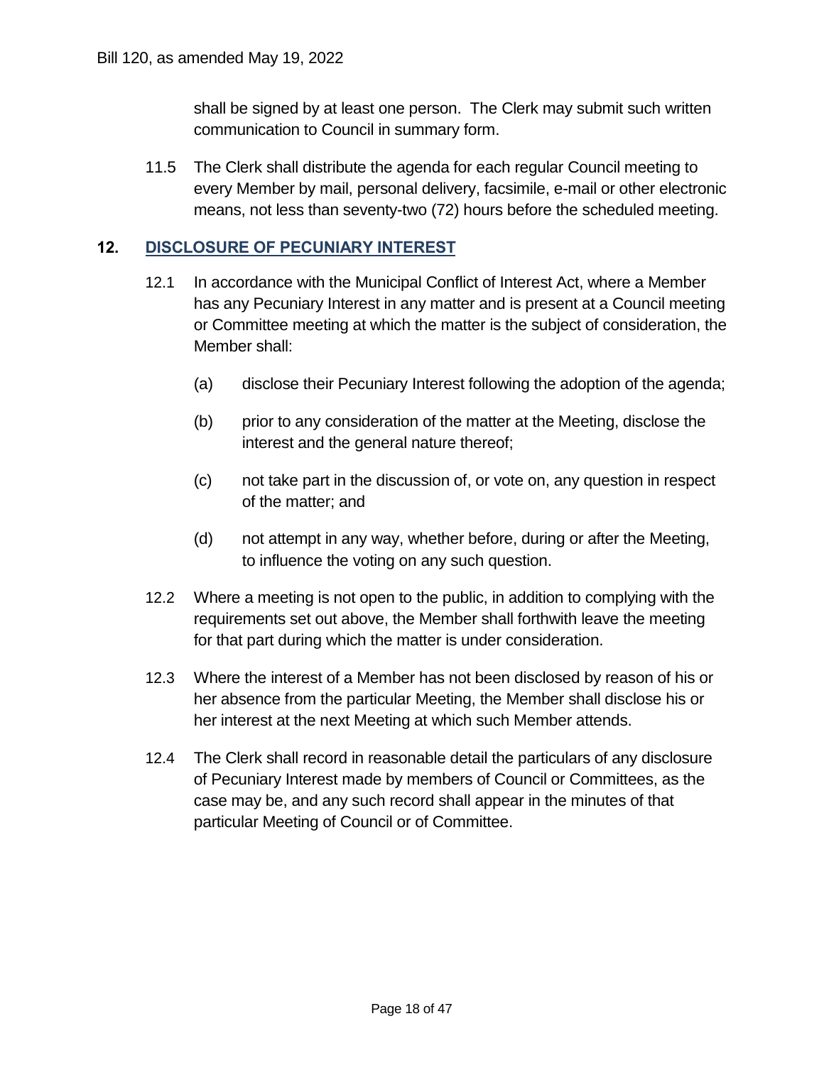shall be signed by at least one person. The Clerk may submit such written communication to Council in summary form.

11.5 The Clerk shall distribute the agenda for each regular Council meeting to every Member by mail, personal delivery, facsimile, e-mail or other electronic means, not less than seventy-two (72) hours before the scheduled meeting.

## 12. DISCLOSURE OF PECUNIARY INTEREST

12.1 In accordance with the Municipal Conflict of Interest Act, where a Member has any Pecuniary Interest in any matter and is present at a Council meeting or Committee meeting at which the matter is the subject of consideration, the Member shall:

(a) disclose their Pecuniary Interest following the adoption of the agenda;

(b) prior to any consideration of the matter at the Meeting, disclose the interest and the general nature thereof;

(c) not take part in the discussion of, or vote on, any question in respect of the matter; and

(d) not attempt in any way, whether before, during or after the Meeting, to influence the voting on any such question.

12.2 Where a meeting is not open to the public, in addition to complying with the requirements set out above, the Member shall forthwith leave the meeting for that part during which the matter is under consideration.

12.3 Where the interest of a Member has not been disclosed by reason of his or her absence from the particular Meeting, the Member shall disclose his or her interest at the next Meeting at which such Member attends.

12.4 The Clerk shall record in reasonable detail the particulars of any disclosure of Pecuniary Interest made by members of Council or Committees, as the case may be, and any such record shall appear in the minutes of that particular Meeting of Council or of Committee.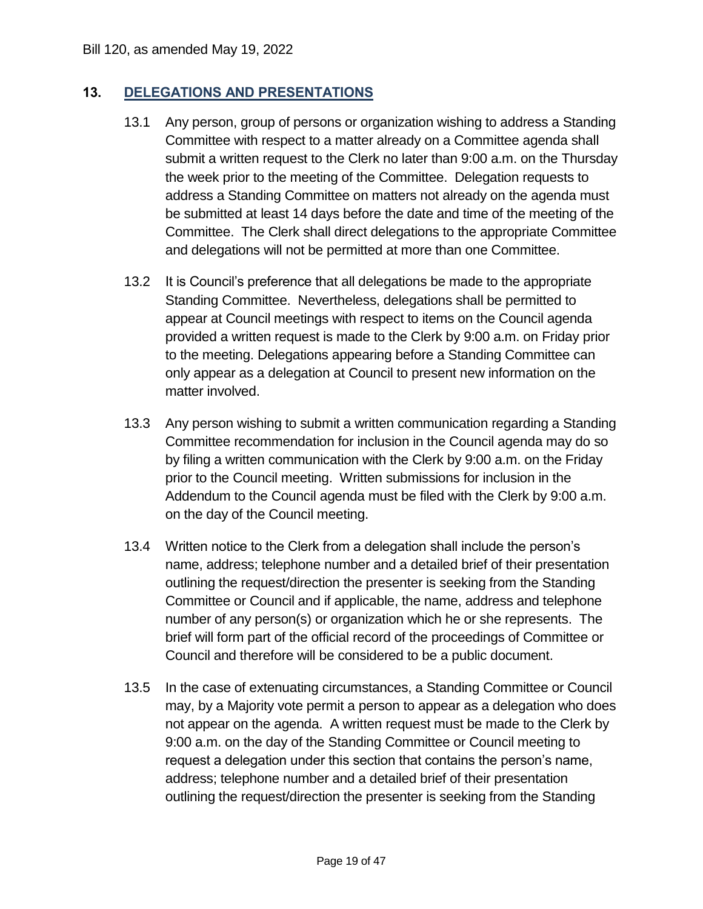## 13. DELEGATIONS AND PRESENTATIONS

13.1 Any person, group of persons or organization wishing to address a Standing Committee with respect to a matter already on a Committee agenda shall submit a written request to the Clerk no later than 9:00 a.m. on the Thursday the week prior to the meeting of the Committee. Delegation requests to address a Standing Committee on matters not already on the agenda must be submitted at least 14 days before the date and time of the meeting of the Committee. The Clerk shall direct delegations to the appropriate Committee and delegations will not be permitted at more than one Committee.

13.2 It is Council's preference that all delegations be made to the appropriate Standing Committee. Nevertheless, delegations shall be permitted to appear at Council meetings with respect to items on the Council agenda provided a written request is made to the Clerk by 9:00 a.m. on Friday prior to the meeting. Delegations appearing before a Standing Committee can only appear as a delegation at Council to present new information on the matter involved.

13.3 Any person wishing to submit a written communication regarding a Standing Committee recommendation for inclusion in the Council agenda may do so by filing a written communication with the Clerk by 9:00 a.m. on the Friday prior to the Council meeting. Written submissions for inclusion in the Addendum to the Council agenda must be filed with the Clerk by 9:00 a.m. on the day of the Council meeting.

13.4 Written notice to the Clerk from a delegation shall include the person's name, address; telephone number and a detailed brief of their presentation outlining the request/direction the presenter is seeking from the Standing Committee or Council and if applicable, the name, address and telephone number of any person(s) or organization which he or she represents. The brief will form part of the official record of the proceedings of Committee or Council and therefore will be considered to be a public document.

13.5 In the case of extenuating circumstances, a Standing Committee or Council may, by a Majority vote permit a person to appear as a delegation who does not appear on the agenda. A written request must be made to the Clerk by 9:00 a.m. on the day of the Standing Committee or Council meeting to request a delegation under this section that contains the person's name, address; telephone number and a detailed brief of their presentation outlining the request/direction the presenter is seeking from the Standing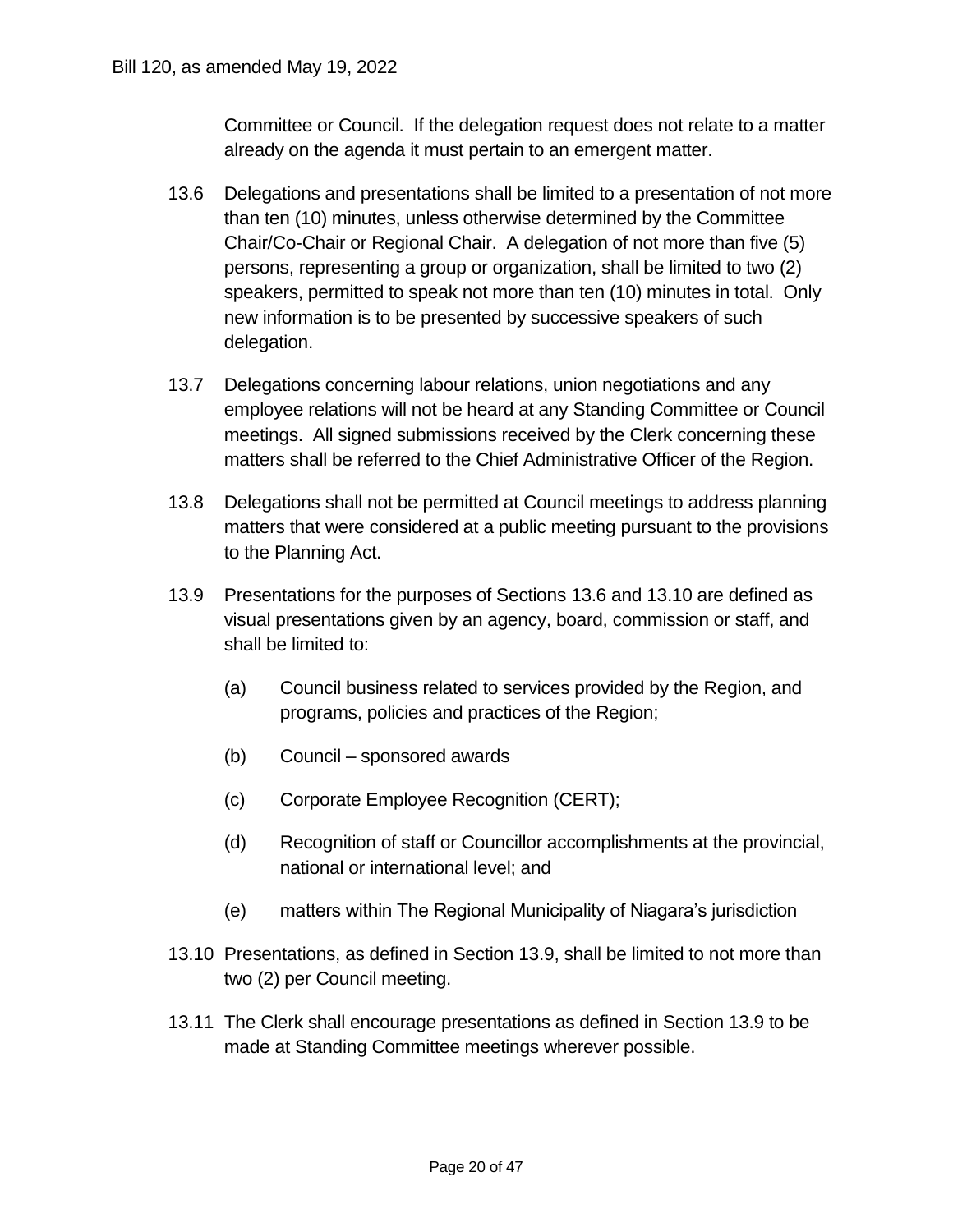Committee or Council. If the delegation request does not relate to a matter already on the agenda it must pertain to an emergent matter.

13.6 Delegations and presentations shall be limited to a presentation of not more than ten (10) minutes, unless otherwise determined by the Committee Chair/Co-Chair or Regional Chair. A delegation of not more than five (5) persons, representing a group or organization, shall be limited to two (2) speakers, permitted to speak not more than ten (10) minutes in total. Only new information is to be presented by successive speakers of such delegation.

13.7 Delegations concerning labour relations, union negotiations and any employee relations will not be heard at any Standing Committee or Council meetings. All signed submissions received by the Clerk concerning these matters shall be referred to the Chief Administrative Officer of the Region.

13.8 Delegations shall not be permitted at Council meetings to address planning matters that were considered at a public meeting pursuant to the provisions to the Planning Act.

13.9 Presentations for the purposes of Sections 13.6 and 13.10 are defined as visual presentations given by an agency, board, commission or staff, and shall be limited to:

(a) Council business related to services provided by the Region, and programs, policies and practices of the Region;

(b) Council – sponsored awards

(c) Corporate Employee Recognition (CERT);

(d) Recognition of staff or Councillor accomplishments at the provincial, national or international level; and

(e) matters within The Regional Municipality of Niagara's jurisdiction

13.10 Presentations, as defined in Section 13.9, shall be limited to not more than two (2) per Council meeting.

13.11 The Clerk shall encourage presentations as defined in Section 13.9 to be made at Standing Committee meetings wherever possible.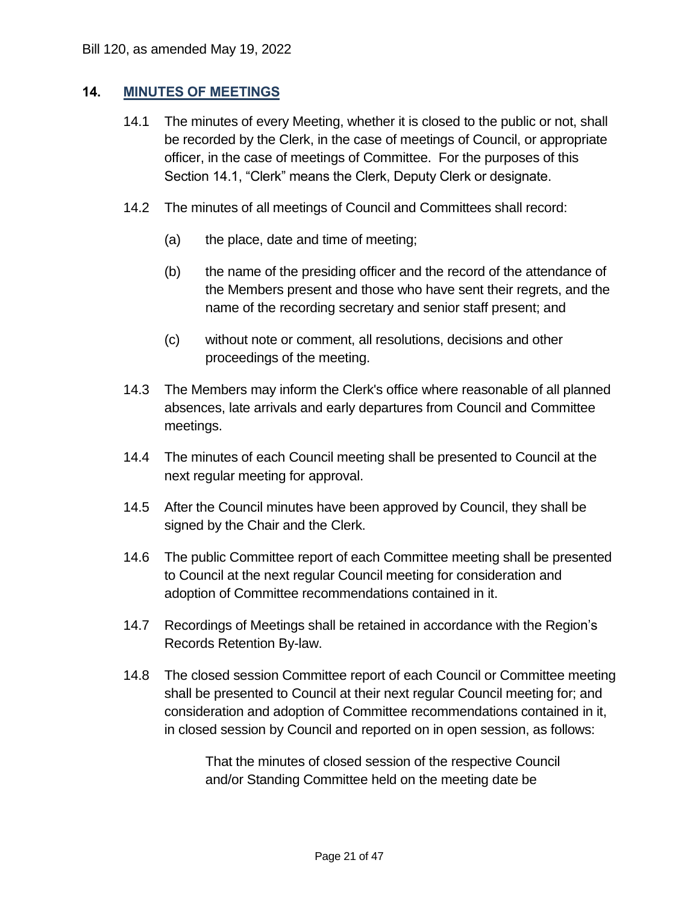## 14. MINUTES OF MEETINGS

14.1 The minutes of every Meeting, whether it is closed to the public or not, shall be recorded by the Clerk, in the case of meetings of Council, or appropriate officer, in the case of meetings of Committee. For the purposes of this Section 14.1, "Clerk" means the Clerk, Deputy Clerk or designate.

14.2 The minutes of all meetings of Council and Committees shall record:

(a) the place, date and time of meeting;

(b) the name of the presiding officer and the record of the attendance of the Members present and those who have sent their regrets, and the name of the recording secretary and senior staff present; and

(c) without note or comment, all resolutions, decisions and other proceedings of the meeting.

14.3 The Members may inform the Clerk's office where reasonable of all planned absences, late arrivals and early departures from Council and Committee meetings.

14.4 The minutes of each Council meeting shall be presented to Council at the next regular meeting for approval.

14.5 After the Council minutes have been approved by Council, they shall be signed by the Chair and the Clerk.

14.6 The public Committee report of each Committee meeting shall be presented to Council at the next regular Council meeting for consideration and adoption of Committee recommendations contained in it.

14.7 Recordings of Meetings shall be retained in accordance with the Region's Records Retention By-law.

14.8 The closed session Committee report of each Council or Committee meeting shall be presented to Council at their next regular Council meeting for; and consideration and adoption of Committee recommendations contained in it, in closed session by Council and reported on in open session, as follows:

> That the minutes of closed session of the respective Council and/or Standing Committee held on the meeting date be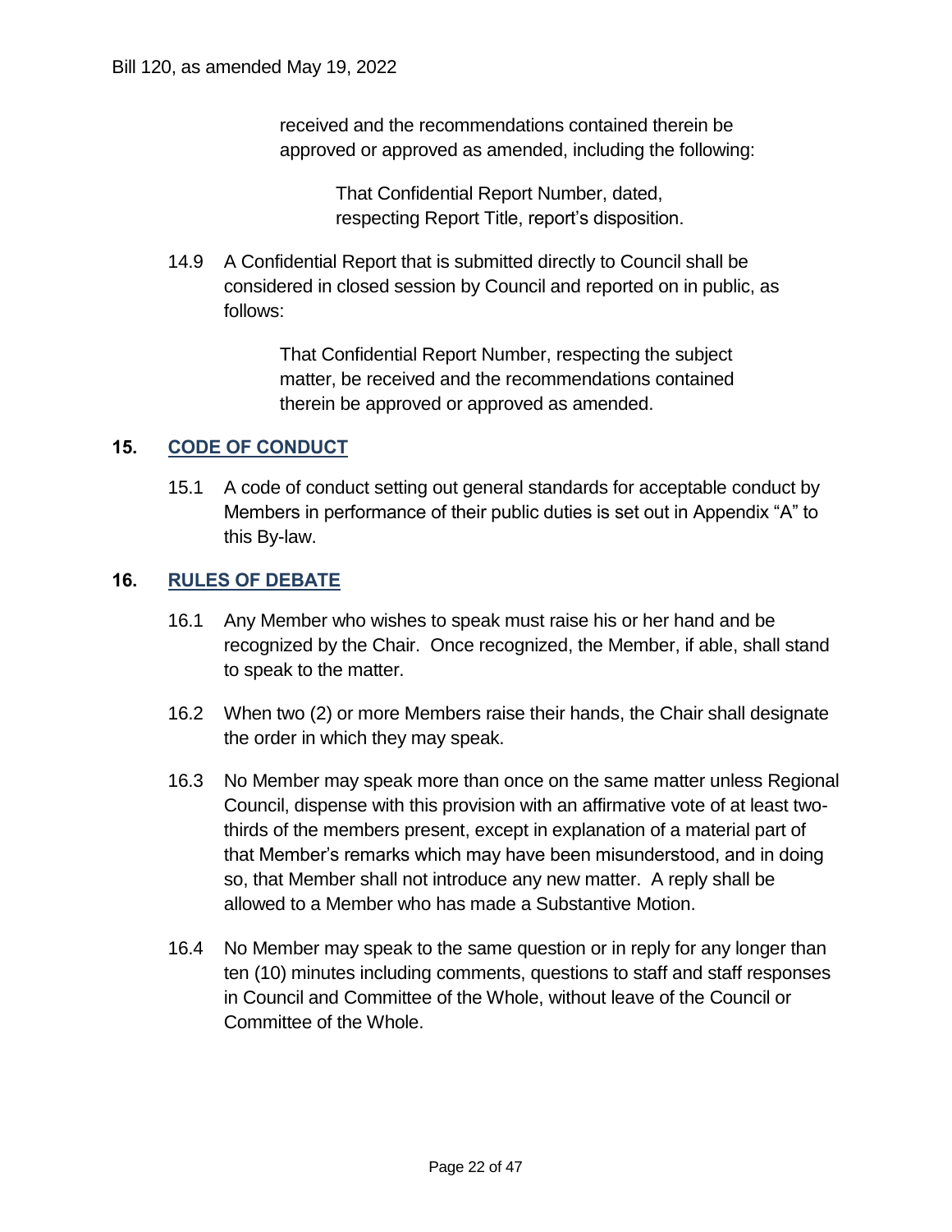received and the recommendations contained therein be approved or approved as amended, including the following:

> That Confidential Report Number, dated, respecting Report Title, report's disposition.

14.9 A Confidential Report that is submitted directly to Council shall be considered in closed session by Council and reported on in public, as follows:

> That Confidential Report Number, respecting the subject matter, be received and the recommendations contained therein be approved or approved as amended.

## 15. CODE OF CONDUCT

15.1 A code of conduct setting out general standards for acceptable conduct by Members in performance of their public duties is set out in Appendix "A" to this By-law.

## 16. RULES OF DEBATE

16.1 Any Member who wishes to speak must raise his or her hand and be recognized by the Chair. Once recognized, the Member, if able, shall stand to speak to the matter.

16.2 When two (2) or more Members raise their hands, the Chair shall designate the order in which they may speak.

16.3 No Member may speak more than once on the same matter unless Regional Council, dispense with this provision with an affirmative vote of at least two-thirds of the members present, except in explanation of a material part of that Member's remarks which may have been misunderstood, and in doing so, that Member shall not introduce any new matter. A reply shall be allowed to a Member who has made a Substantive Motion.

16.4 No Member may speak to the same question or in reply for any longer than ten (10) minutes including comments, questions to staff and staff responses in Council and Committee of the Whole, without leave of the Council or Committee of the Whole.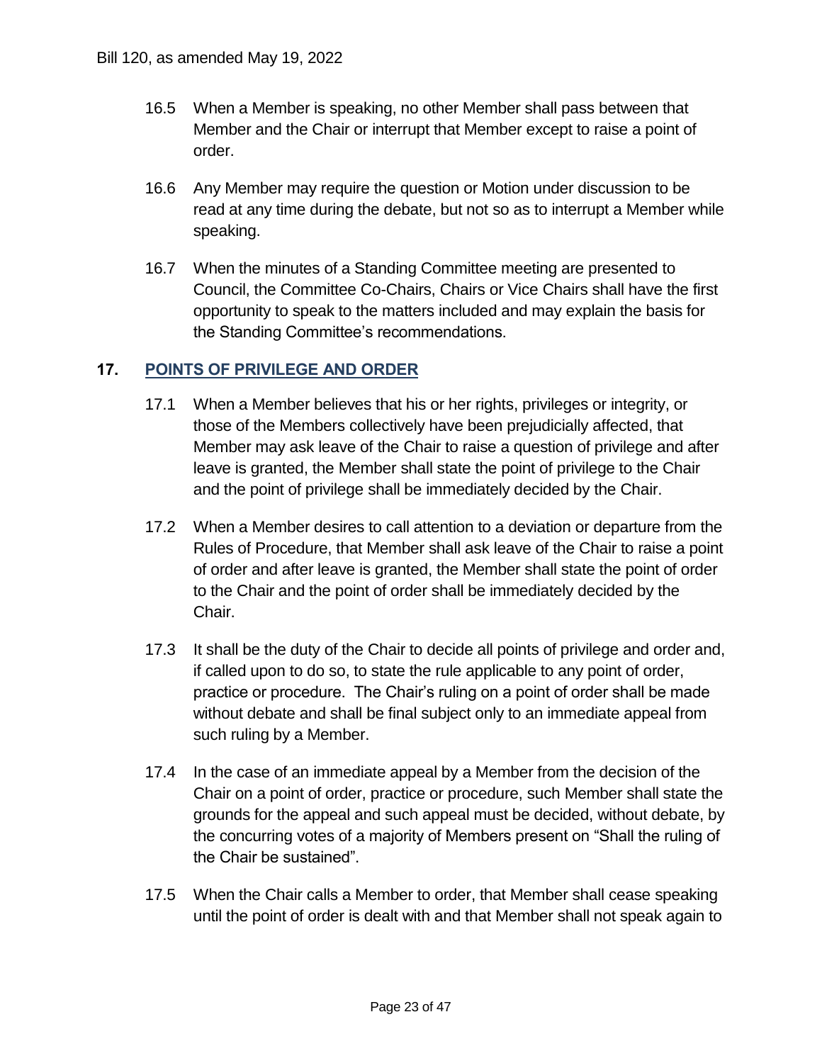16.5 When a Member is speaking, no other Member shall pass between that Member and the Chair or interrupt that Member except to raise a point of order.

16.6 Any Member may require the question or Motion under discussion to be read at any time during the debate, but not so as to interrupt a Member while speaking.

16.7 When the minutes of a Standing Committee meeting are presented to Council, the Committee Co-Chairs, Chairs or Vice Chairs shall have the first opportunity to speak to the matters included and may explain the basis for the Standing Committee's recommendations.

## 17. POINTS OF PRIVILEGE AND ORDER

17.1 When a Member believes that his or her rights, privileges or integrity, or those of the Members collectively have been prejudicially affected, that Member may ask leave of the Chair to raise a question of privilege and after leave is granted, the Member shall state the point of privilege to the Chair and the point of privilege shall be immediately decided by the Chair.

17.2 When a Member desires to call attention to a deviation or departure from the Rules of Procedure, that Member shall ask leave of the Chair to raise a point of order and after leave is granted, the Member shall state the point of order to the Chair and the point of order shall be immediately decided by the Chair.

17.3 It shall be the duty of the Chair to decide all points of privilege and order and, if called upon to do so, to state the rule applicable to any point of order, practice or procedure. The Chair's ruling on a point of order shall be made without debate and shall be final subject only to an immediate appeal from such ruling by a Member.

17.4 In the case of an immediate appeal by a Member from the decision of the Chair on a point of order, practice or procedure, such Member shall state the grounds for the appeal and such appeal must be decided, without debate, by the concurring votes of a majority of Members present on "Shall the ruling of the Chair be sustained".

17.5 When the Chair calls a Member to order, that Member shall cease speaking until the point of order is dealt with and that Member shall not speak again to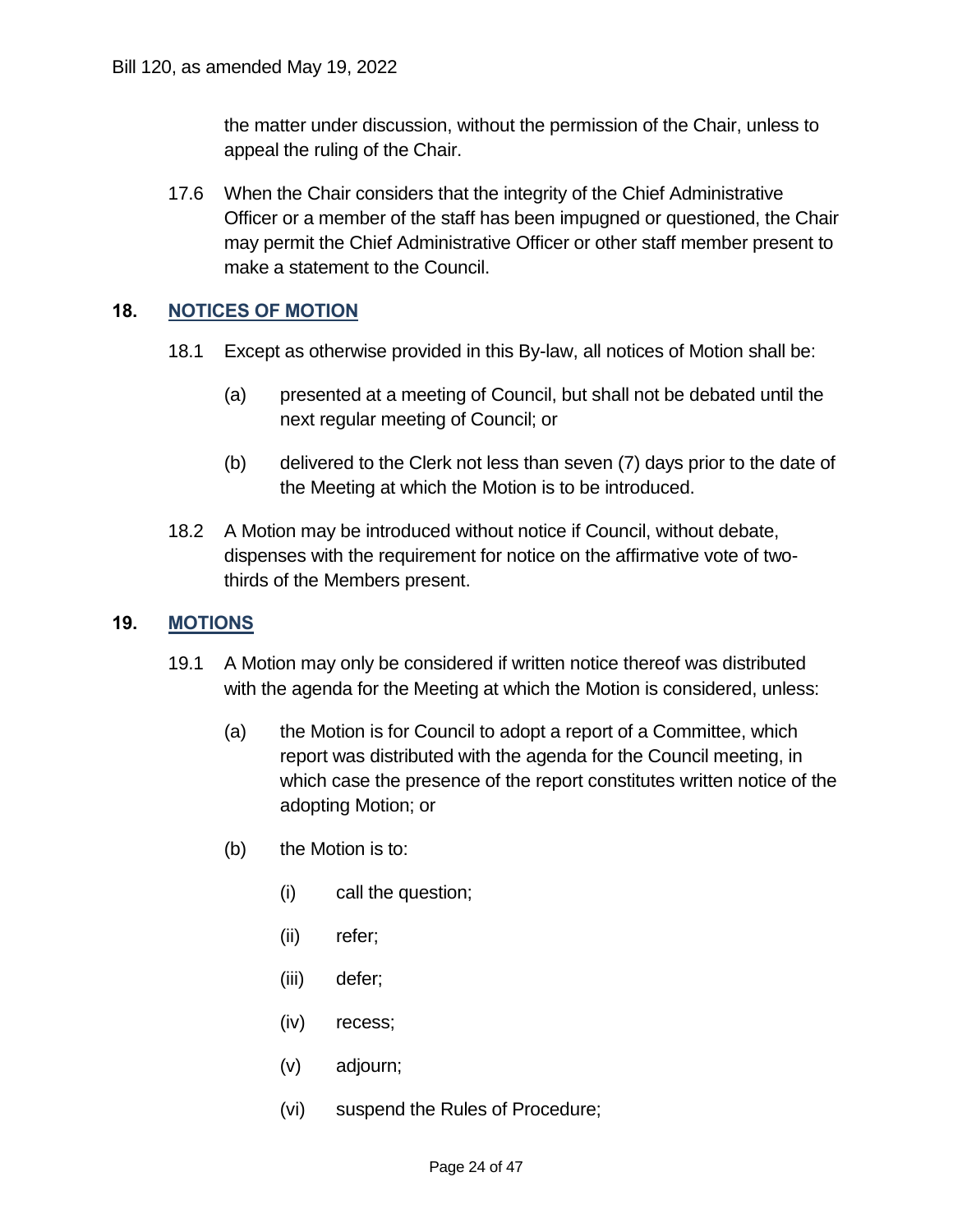the matter under discussion, without the permission of the Chair, unless to appeal the ruling of the Chair.

17.6 When the Chair considers that the integrity of the Chief Administrative Officer or a member of the staff has been impugned or questioned, the Chair may permit the Chief Administrative Officer or other staff member present to make a statement to the Council.

## 18. NOTICES OF MOTION

18.1 Except as otherwise provided in this By-law, all notices of Motion shall be:

(a) presented at a meeting of Council, but shall not be debated until the next regular meeting of Council; or

(b) delivered to the Clerk not less than seven (7) days prior to the date of the Meeting at which the Motion is to be introduced.

18.2 A Motion may be introduced without notice if Council, without debate, dispenses with the requirement for notice on the affirmative vote of two-thirds of the Members present.

## 19. MOTIONS

19.1 A Motion may only be considered if written notice thereof was distributed with the agenda for the Meeting at which the Motion is considered, unless:

(a) the Motion is for Council to adopt a report of a Committee, which report was distributed with the agenda for the Council meeting, in which case the presence of the report constitutes written notice of the adopting Motion; or

(b) the Motion is to:

(i) call the question;

(ii) refer;

(iii) defer;

(iv) recess;

(v) adjourn;

(vi) suspend the Rules of Procedure;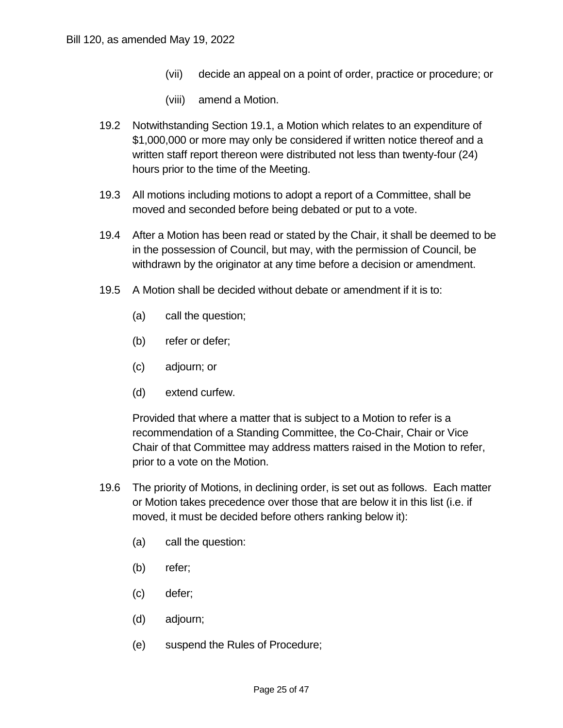(vii) decide an appeal on a point of order, practice or procedure; or

(viii) amend a Motion.

19.2 Notwithstanding Section 19.1, a Motion which relates to an expenditure of $1,000,000 or more may only be considered if written notice thereof and a written staff report thereon were distributed not less than twenty-four (24) hours prior to the time of the Meeting.

19.3 All motions including motions to adopt a report of a Committee, shall be moved and seconded before being debated or put to a vote.

19.4 After a Motion has been read or stated by the Chair, it shall be deemed to be in the possession of Council, but may, with the permission of Council, be withdrawn by the originator at any time before a decision or amendment.

19.5 A Motion shall be decided without debate or amendment if it is to:

(a) call the question;

(b) refer or defer;

(c) adjourn; or

(d) extend curfew.

Provided that where a matter that is subject to a Motion to refer is a recommendation of a Standing Committee, the Co-Chair, Chair or Vice Chair of that Committee may address matters raised in the Motion to refer, prior to a vote on the Motion.

19.6 The priority of Motions, in declining order, is set out as follows. Each matter or Motion takes precedence over those that are below it in this list (i.e. if moved, it must be decided before others ranking below it):

(a) call the question:

(b) refer;

(c) defer;

(d) adjourn;

(e) suspend the Rules of Procedure;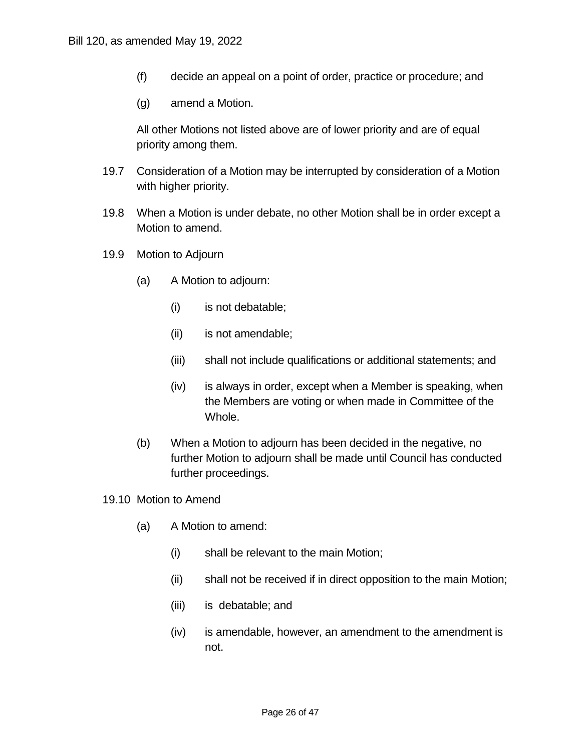(f) decide an appeal on a point of order, practice or procedure; and

(g) amend a Motion.

All other Motions not listed above are of lower priority and are of equal priority among them.

19.7 Consideration of a Motion may be interrupted by consideration of a Motion with higher priority.

19.8 When a Motion is under debate, no other Motion shall be in order except a Motion to amend.

19.9 Motion to Adjourn

(a) A Motion to adjourn:

(i) is not debatable;

(ii) is not amendable;

(iii) shall not include qualifications or additional statements; and

(iv) is always in order, except when a Member is speaking, when the Members are voting or when made in Committee of the Whole.

(b) When a Motion to adjourn has been decided in the negative, no further Motion to adjourn shall be made until Council has conducted further proceedings.

19.10 Motion to Amend

(a) A Motion to amend:

(i) shall be relevant to the main Motion;

(ii) shall not be received if in direct opposition to the main Motion;

(iii) is debatable; and

(iv) is amendable, however, an amendment to the amendment is not.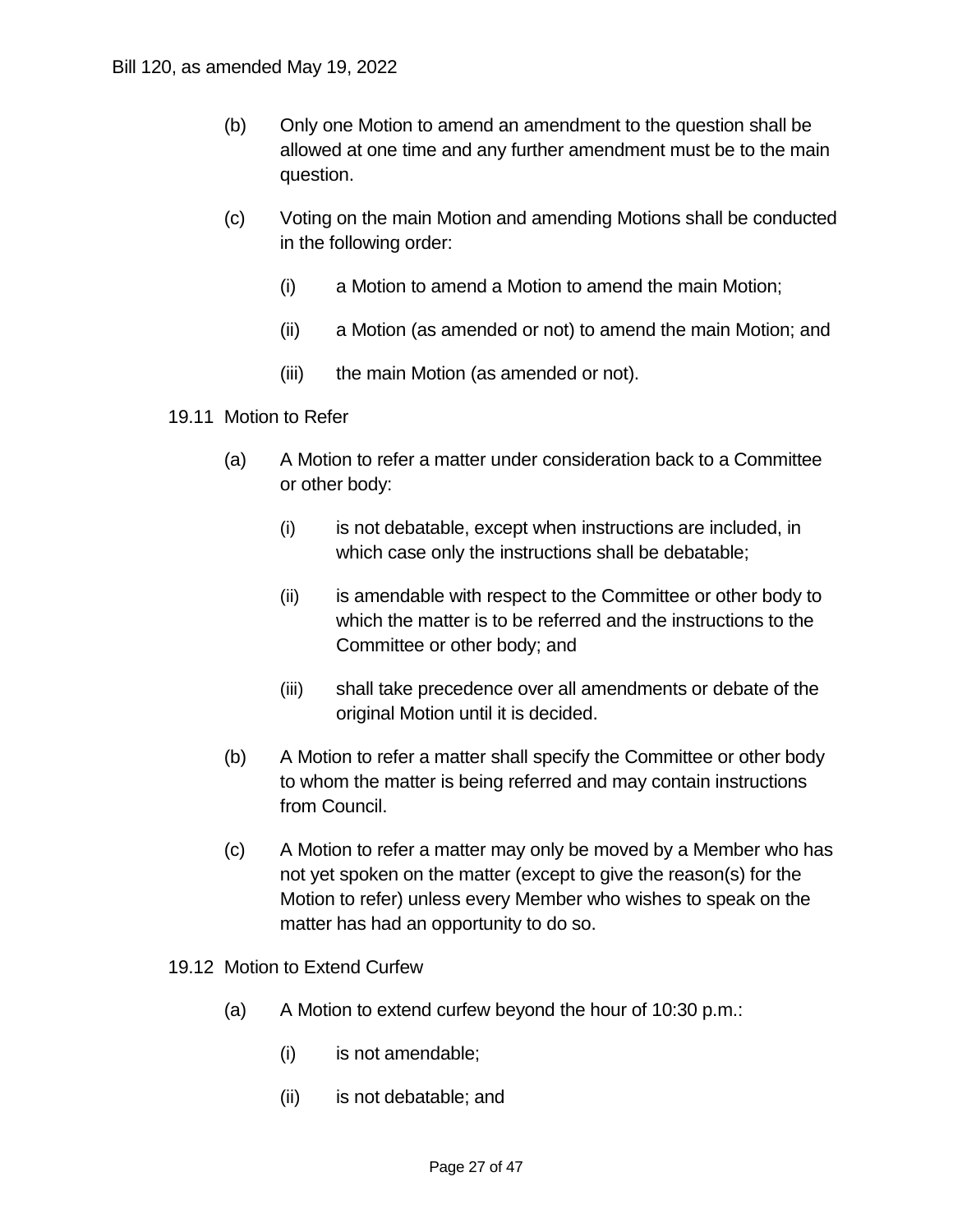(b) Only one Motion to amend an amendment to the question shall be allowed at one time and any further amendment must be to the main question.

(c) Voting on the main Motion and amending Motions shall be conducted in the following order:

   (i) a Motion to amend a Motion to amend the main Motion;

   (ii) a Motion (as amended or not) to amend the main Motion; and

   (iii) the main Motion (as amended or not).

19.11 Motion to Refer

(a) A Motion to refer a matter under consideration back to a Committee or other body:

   (i) is not debatable, except when instructions are included, in which case only the instructions shall be debatable;

   (ii) is amendable with respect to the Committee or other body to which the matter is to be referred and the instructions to the Committee or other body; and

   (iii) shall take precedence over all amendments or debate of the original Motion until it is decided.

(b) A Motion to refer a matter shall specify the Committee or other body to whom the matter is being referred and may contain instructions from Council.

(c) A Motion to refer a matter may only be moved by a Member who has not yet spoken on the matter (except to give the reason(s) for the Motion to refer) unless every Member who wishes to speak on the matter has had an opportunity to do so.

19.12 Motion to Extend Curfew

(a) A Motion to extend curfew beyond the hour of 10:30 p.m.:

   (i) is not amendable;

   (ii) is not debatable; and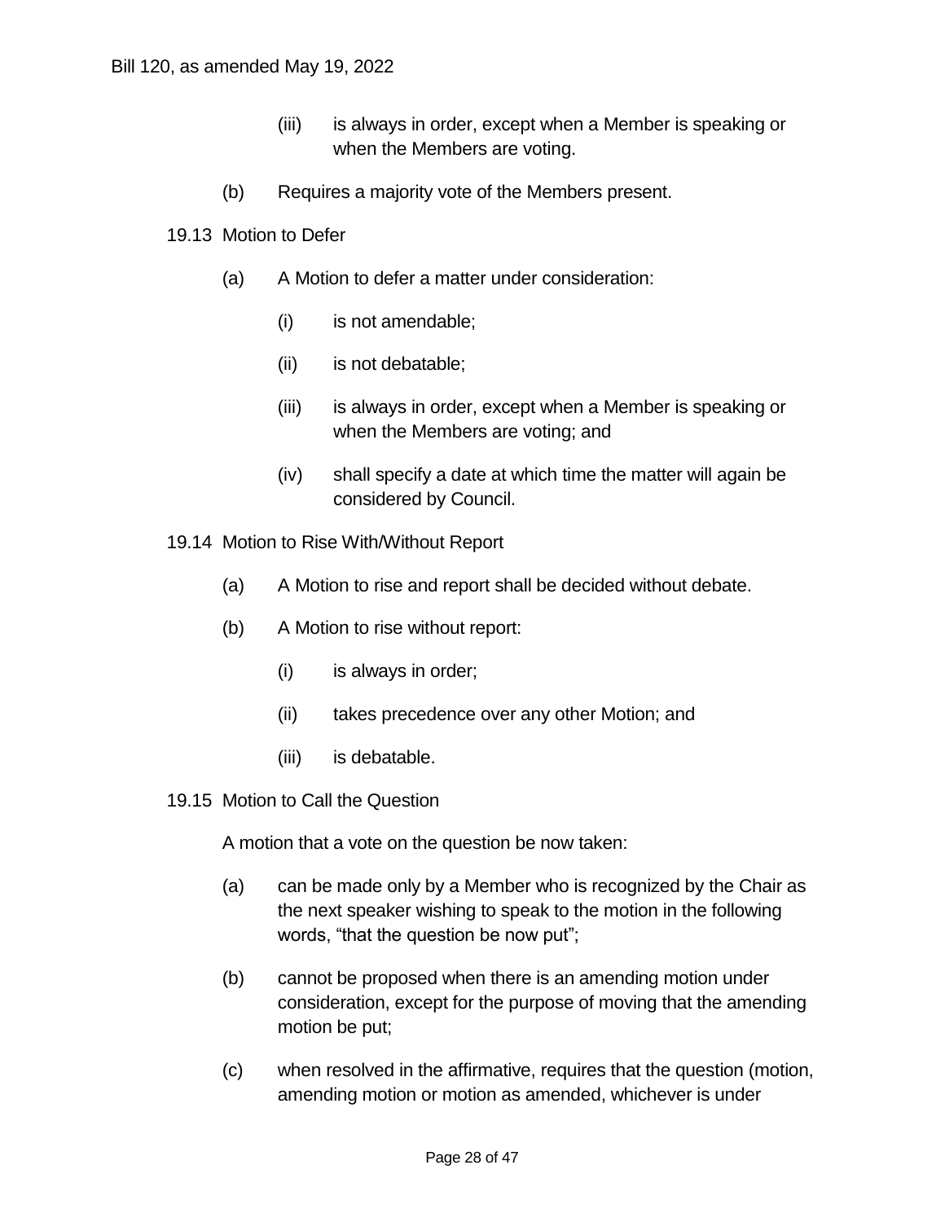(iii) is always in order, except when a Member is speaking or when the Members are voting.

(b) Requires a majority vote of the Members present.

19.13 Motion to Defer

(a) A Motion to defer a matter under consideration:

(i) is not amendable;

(ii) is not debatable;

(iii) is always in order, except when a Member is speaking or when the Members are voting; and

(iv) shall specify a date at which time the matter will again be considered by Council.

19.14 Motion to Rise With/Without Report

(a) A Motion to rise and report shall be decided without debate.

(b) A Motion to rise without report:

(i) is always in order;

(ii) takes precedence over any other Motion; and

(iii) is debatable.

19.15 Motion to Call the Question

A motion that a vote on the question be now taken:

(a) can be made only by a Member who is recognized by the Chair as the next speaker wishing to speak to the motion in the following words, "that the question be now put";

(b) cannot be proposed when there is an amending motion under consideration, except for the purpose of moving that the amending motion be put;

(c) when resolved in the affirmative, requires that the question (motion, amending motion or motion as amended, whichever is under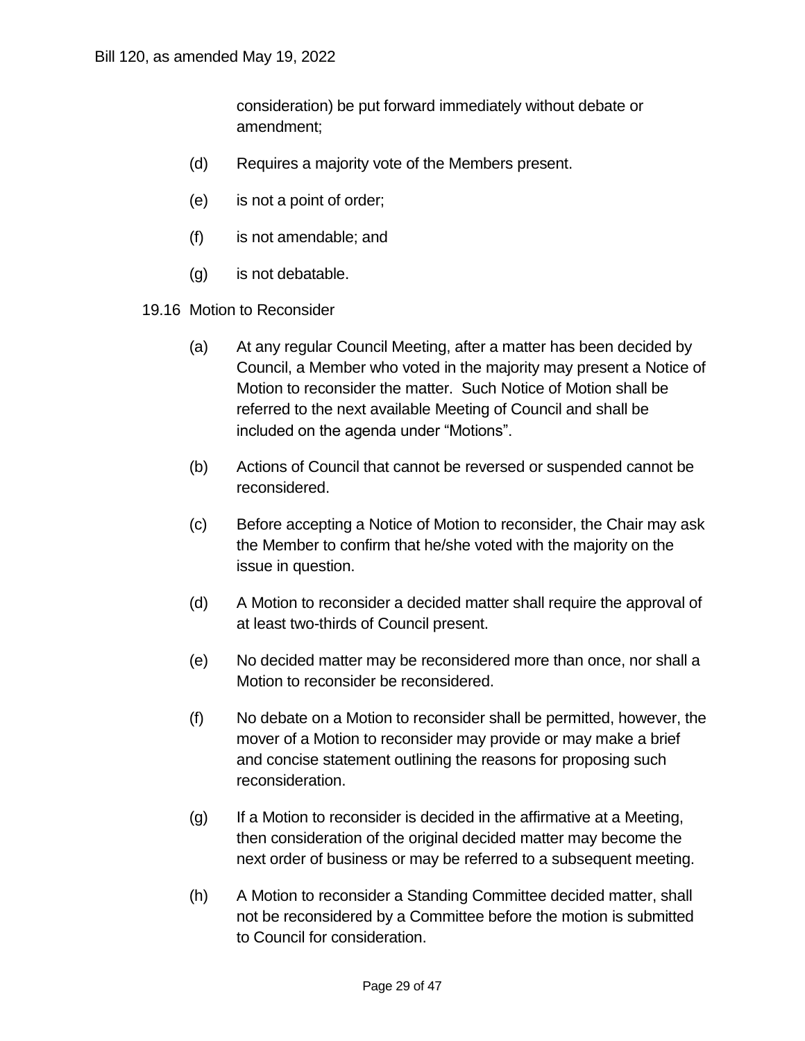consideration) be put forward immediately without debate or amendment;

(d) Requires a majority vote of the Members present.

(e) is not a point of order;

(f) is not amendable; and

(g) is not debatable.

19.16 Motion to Reconsider

(a) At any regular Council Meeting, after a matter has been decided by Council, a Member who voted in the majority may present a Notice of Motion to reconsider the matter. Such Notice of Motion shall be referred to the next available Meeting of Council and shall be included on the agenda under "Motions".

(b) Actions of Council that cannot be reversed or suspended cannot be reconsidered.

(c) Before accepting a Notice of Motion to reconsider, the Chair may ask the Member to confirm that he/she voted with the majority on the issue in question.

(d) A Motion to reconsider a decided matter shall require the approval of at least two-thirds of Council present.

(e) No decided matter may be reconsidered more than once, nor shall a Motion to reconsider be reconsidered.

(f) No debate on a Motion to reconsider shall be permitted, however, the mover of a Motion to reconsider may provide or may make a brief and concise statement outlining the reasons for proposing such reconsideration.

(g) If a Motion to reconsider is decided in the affirmative at a Meeting, then consideration of the original decided matter may become the next order of business or may be referred to a subsequent meeting.

(h) A Motion to reconsider a Standing Committee decided matter, shall not be reconsidered by a Committee before the motion is submitted to Council for consideration.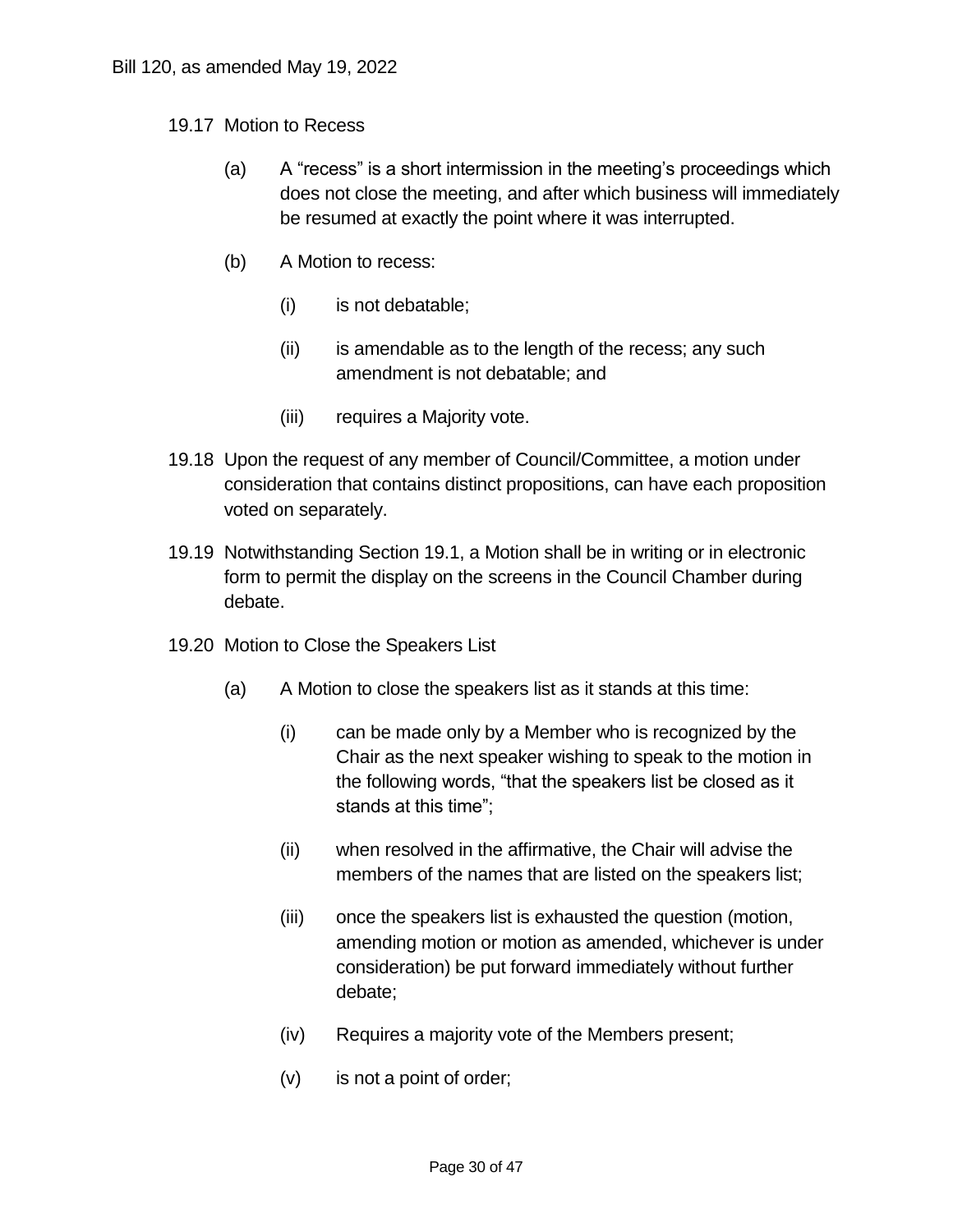19.17 Motion to Recess

(a) A "recess" is a short intermission in the meeting's proceedings which does not close the meeting, and after which business will immediately be resumed at exactly the point where it was interrupted.

(b) A Motion to recess:

(i) is not debatable;

(ii) is amendable as to the length of the recess; any such amendment is not debatable; and

(iii) requires a Majority vote.

19.18 Upon the request of any member of Council/Committee, a motion under consideration that contains distinct propositions, can have each proposition voted on separately.

19.19 Notwithstanding Section 19.1, a Motion shall be in writing or in electronic form to permit the display on the screens in the Council Chamber during debate.

19.20 Motion to Close the Speakers List

(a) A Motion to close the speakers list as it stands at this time:

(i) can be made only by a Member who is recognized by the Chair as the next speaker wishing to speak to the motion in the following words, "that the speakers list be closed as it stands at this time";

(ii) when resolved in the affirmative, the Chair will advise the members of the names that are listed on the speakers list;

(iii) once the speakers list is exhausted the question (motion, amending motion or motion as amended, whichever is under consideration) be put forward immediately without further debate;

(iv) Requires a majority vote of the Members present;

(v) is not a point of order;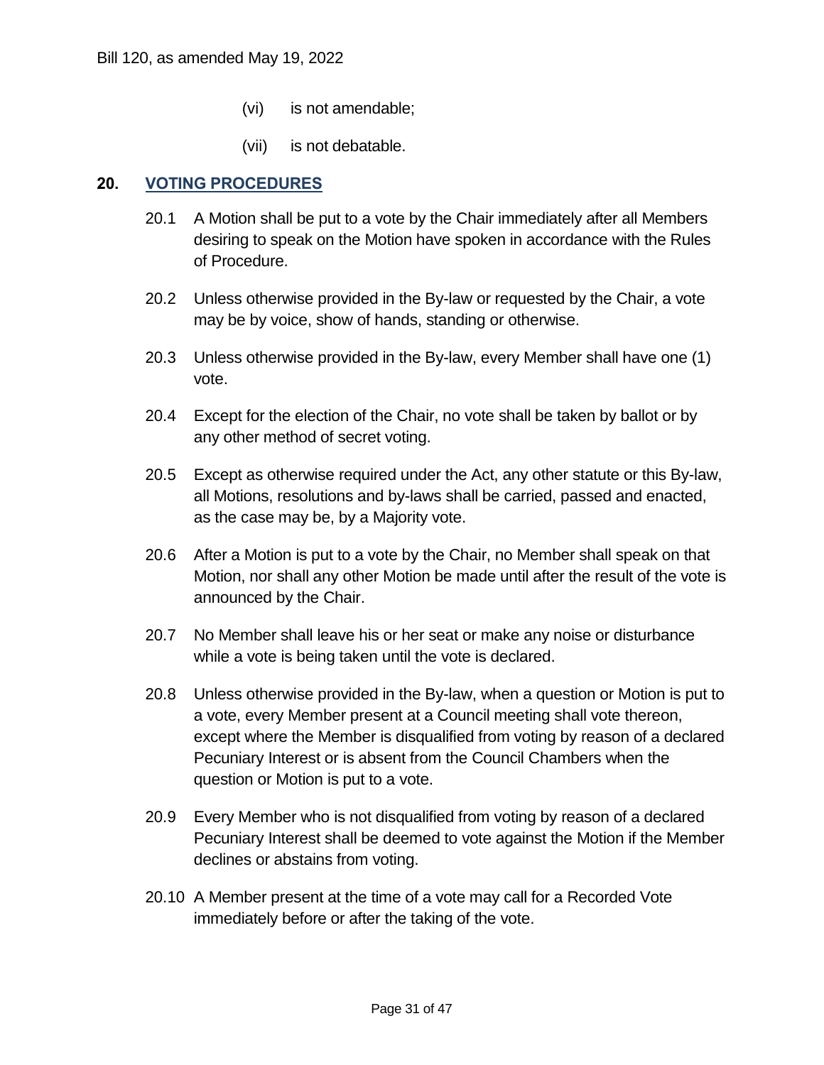(vi) is not amendable;

(vii) is not debatable.

## 20. VOTING PROCEDURES

20.1 A Motion shall be put to a vote by the Chair immediately after all Members desiring to speak on the Motion have spoken in accordance with the Rules of Procedure.

20.2 Unless otherwise provided in the By-law or requested by the Chair, a vote may be by voice, show of hands, standing or otherwise.

20.3 Unless otherwise provided in the By-law, every Member shall have one (1) vote.

20.4 Except for the election of the Chair, no vote shall be taken by ballot or by any other method of secret voting.

20.5 Except as otherwise required under the Act, any other statute or this By-law, all Motions, resolutions and by-laws shall be carried, passed and enacted, as the case may be, by a Majority vote.

20.6 After a Motion is put to a vote by the Chair, no Member shall speak on that Motion, nor shall any other Motion be made until after the result of the vote is announced by the Chair.

20.7 No Member shall leave his or her seat or make any noise or disturbance while a vote is being taken until the vote is declared.

20.8 Unless otherwise provided in the By-law, when a question or Motion is put to a vote, every Member present at a Council meeting shall vote thereon, except where the Member is disqualified from voting by reason of a declared Pecuniary Interest or is absent from the Council Chambers when the question or Motion is put to a vote.

20.9 Every Member who is not disqualified from voting by reason of a declared Pecuniary Interest shall be deemed to vote against the Motion if the Member declines or abstains from voting.

20.10 A Member present at the time of a vote may call for a Recorded Vote immediately before or after the taking of the vote.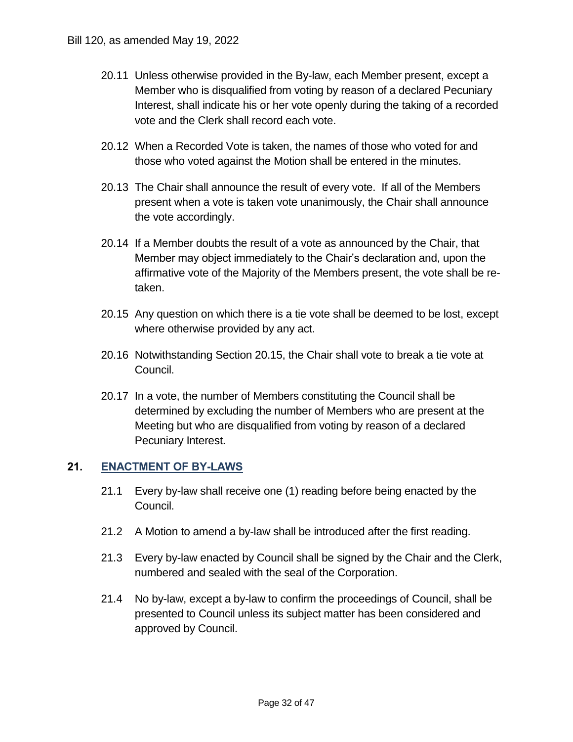20.11 Unless otherwise provided in the By-law, each Member present, except a Member who is disqualified from voting by reason of a declared Pecuniary Interest, shall indicate his or her vote openly during the taking of a recorded vote and the Clerk shall record each vote.

20.12 When a Recorded Vote is taken, the names of those who voted for and those who voted against the Motion shall be entered in the minutes.

20.13 The Chair shall announce the result of every vote. If all of the Members present when a vote is taken vote unanimously, the Chair shall announce the vote accordingly.

20.14 If a Member doubts the result of a vote as announced by the Chair, that Member may object immediately to the Chair's declaration and, upon the affirmative vote of the Majority of the Members present, the vote shall be re-taken.

20.15 Any question on which there is a tie vote shall be deemed to be lost, except where otherwise provided by any act.

20.16 Notwithstanding Section 20.15, the Chair shall vote to break a tie vote at Council.

20.17 In a vote, the number of Members constituting the Council shall be determined by excluding the number of Members who are present at the Meeting but who are disqualified from voting by reason of a declared Pecuniary Interest.

## 21. ENACTMENT OF BY-LAWS

21.1 Every by-law shall receive one (1) reading before being enacted by the Council.

21.2 A Motion to amend a by-law shall be introduced after the first reading.

21.3 Every by-law enacted by Council shall be signed by the Chair and the Clerk, numbered and sealed with the seal of the Corporation.

21.4 No by-law, except a by-law to confirm the proceedings of Council, shall be presented to Council unless its subject matter has been considered and approved by Council.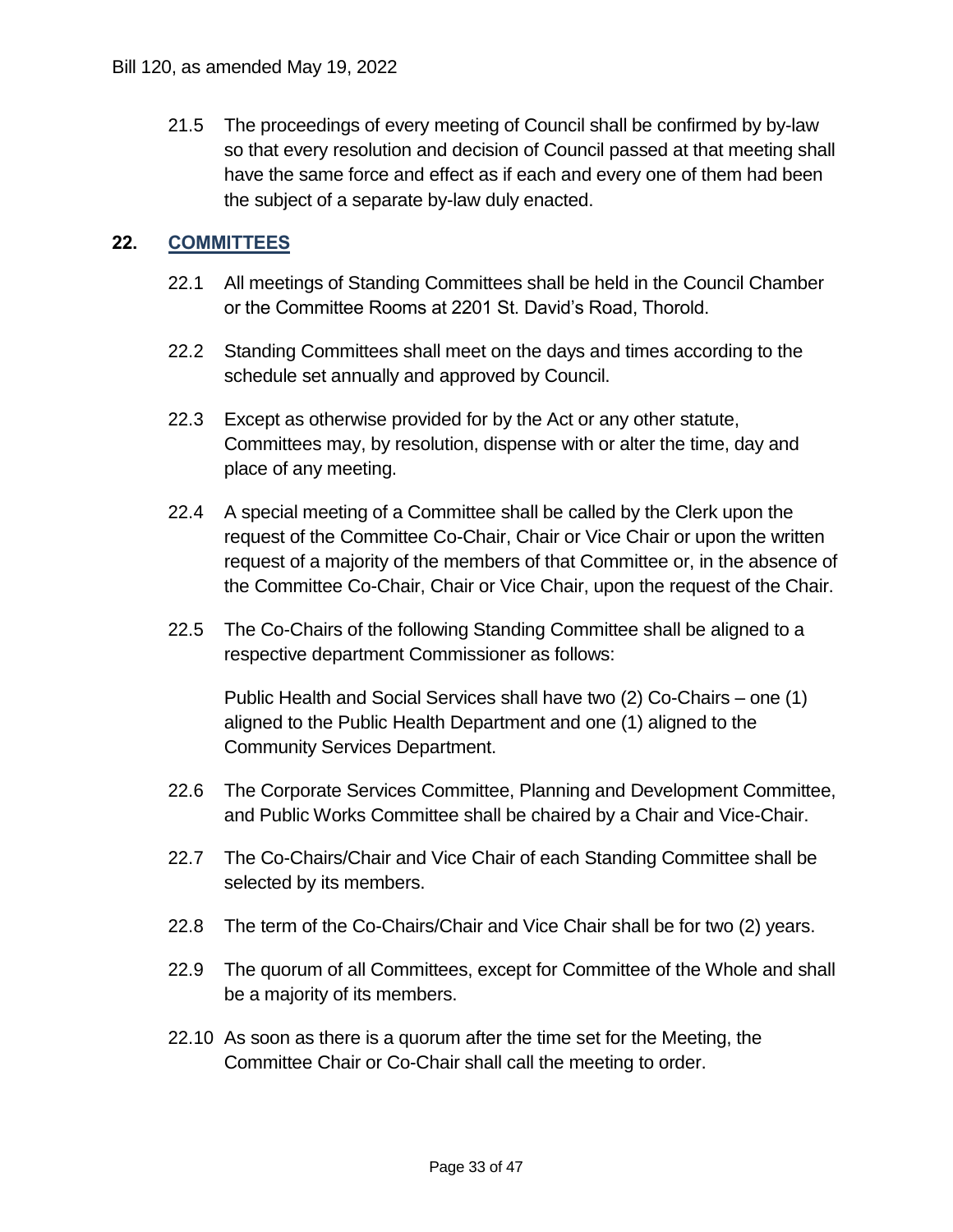21.5 The proceedings of every meeting of Council shall be confirmed by by-law so that every resolution and decision of Council passed at that meeting shall have the same force and effect as if each and every one of them had been the subject of a separate by-law duly enacted.

## 22. COMMITTEES

22.1 All meetings of Standing Committees shall be held in the Council Chamber or the Committee Rooms at 2201 St. David's Road, Thorold.

22.2 Standing Committees shall meet on the days and times according to the schedule set annually and approved by Council.

22.3 Except as otherwise provided for by the Act or any other statute, Committees may, by resolution, dispense with or alter the time, day and place of any meeting.

22.4 A special meeting of a Committee shall be called by the Clerk upon the request of the Committee Co-Chair, Chair or Vice Chair or upon the written request of a majority of the members of that Committee or, in the absence of the Committee Co-Chair, Chair or Vice Chair, upon the request of the Chair.

22.5 The Co-Chairs of the following Standing Committee shall be aligned to a respective department Commissioner as follows:

Public Health and Social Services shall have two (2) Co-Chairs – one (1) aligned to the Public Health Department and one (1) aligned to the Community Services Department.

22.6 The Corporate Services Committee, Planning and Development Committee, and Public Works Committee shall be chaired by a Chair and Vice-Chair.

22.7 The Co-Chairs/Chair and Vice Chair of each Standing Committee shall be selected by its members.

22.8 The term of the Co-Chairs/Chair and Vice Chair shall be for two (2) years.

22.9 The quorum of all Committees, except for Committee of the Whole and shall be a majority of its members.

22.10 As soon as there is a quorum after the time set for the Meeting, the Committee Chair or Co-Chair shall call the meeting to order.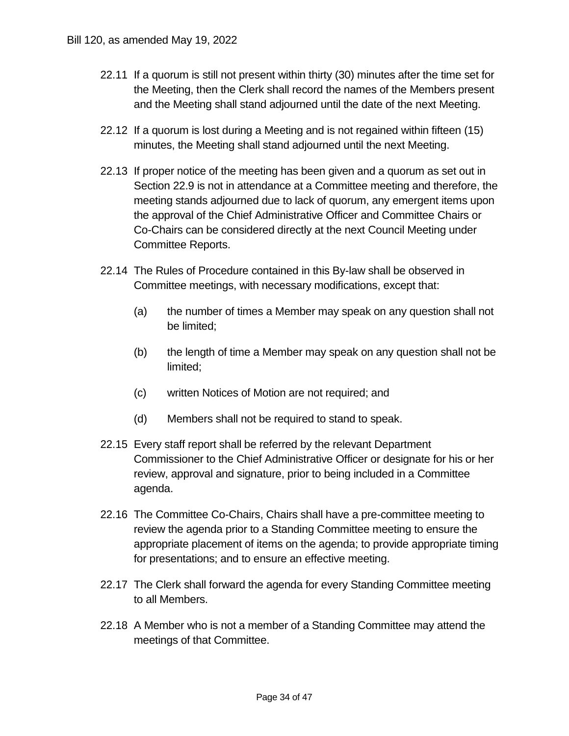22.11 If a quorum is still not present within thirty (30) minutes after the time set for the Meeting, then the Clerk shall record the names of the Members present and the Meeting shall stand adjourned until the date of the next Meeting.

22.12 If a quorum is lost during a Meeting and is not regained within fifteen (15) minutes, the Meeting shall stand adjourned until the next Meeting.

22.13 If proper notice of the meeting has been given and a quorum as set out in Section 22.9 is not in attendance at a Committee meeting and therefore, the meeting stands adjourned due to lack of quorum, any emergent items upon the approval of the Chief Administrative Officer and Committee Chairs or Co-Chairs can be considered directly at the next Council Meeting under Committee Reports.

22.14 The Rules of Procedure contained in this By-law shall be observed in Committee meetings, with necessary modifications, except that:

- (a) the number of times a Member may speak on any question shall not be limited;
- (b) the length of time a Member may speak on any question shall not be limited;
- (c) written Notices of Motion are not required; and
- (d) Members shall not be required to stand to speak.

22.15 Every staff report shall be referred by the relevant Department Commissioner to the Chief Administrative Officer or designate for his or her review, approval and signature, prior to being included in a Committee agenda.

22.16 The Committee Co-Chairs, Chairs shall have a pre-committee meeting to review the agenda prior to a Standing Committee meeting to ensure the appropriate placement of items on the agenda; to provide appropriate timing for presentations; and to ensure an effective meeting.

22.17 The Clerk shall forward the agenda for every Standing Committee meeting to all Members.

22.18 A Member who is not a member of a Standing Committee may attend the meetings of that Committee.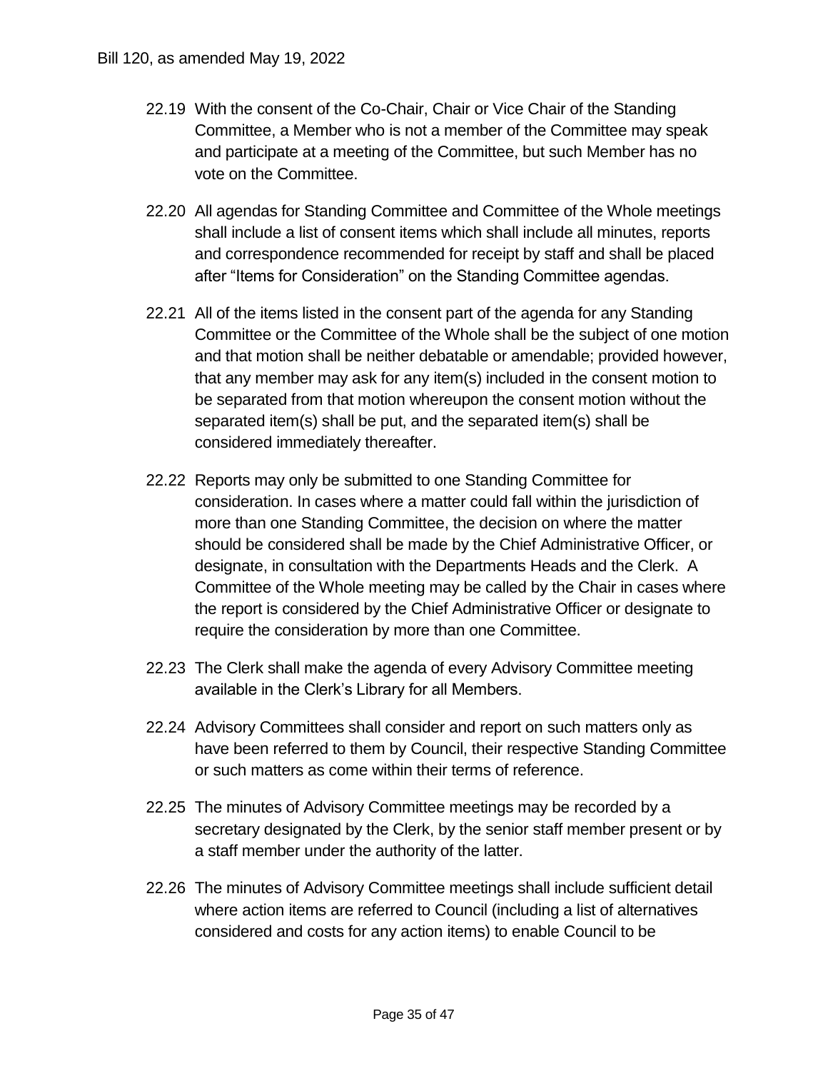22.19 With the consent of the Co-Chair, Chair or Vice Chair of the Standing Committee, a Member who is not a member of the Committee may speak and participate at a meeting of the Committee, but such Member has no vote on the Committee.

22.20 All agendas for Standing Committee and Committee of the Whole meetings shall include a list of consent items which shall include all minutes, reports and correspondence recommended for receipt by staff and shall be placed after "Items for Consideration" on the Standing Committee agendas.

22.21 All of the items listed in the consent part of the agenda for any Standing Committee or the Committee of the Whole shall be the subject of one motion and that motion shall be neither debatable or amendable; provided however, that any member may ask for any item(s) included in the consent motion to be separated from that motion whereupon the consent motion without the separated item(s) shall be put, and the separated item(s) shall be considered immediately thereafter.

22.22 Reports may only be submitted to one Standing Committee for consideration. In cases where a matter could fall within the jurisdiction of more than one Standing Committee, the decision on where the matter should be considered shall be made by the Chief Administrative Officer, or designate, in consultation with the Departments Heads and the Clerk. A Committee of the Whole meeting may be called by the Chair in cases where the report is considered by the Chief Administrative Officer or designate to require the consideration by more than one Committee.

22.23 The Clerk shall make the agenda of every Advisory Committee meeting available in the Clerk's Library for all Members.

22.24 Advisory Committees shall consider and report on such matters only as have been referred to them by Council, their respective Standing Committee or such matters as come within their terms of reference.

22.25 The minutes of Advisory Committee meetings may be recorded by a secretary designated by the Clerk, by the senior staff member present or by a staff member under the authority of the latter.

22.26 The minutes of Advisory Committee meetings shall include sufficient detail where action items are referred to Council (including a list of alternatives considered and costs for any action items) to enable Council to be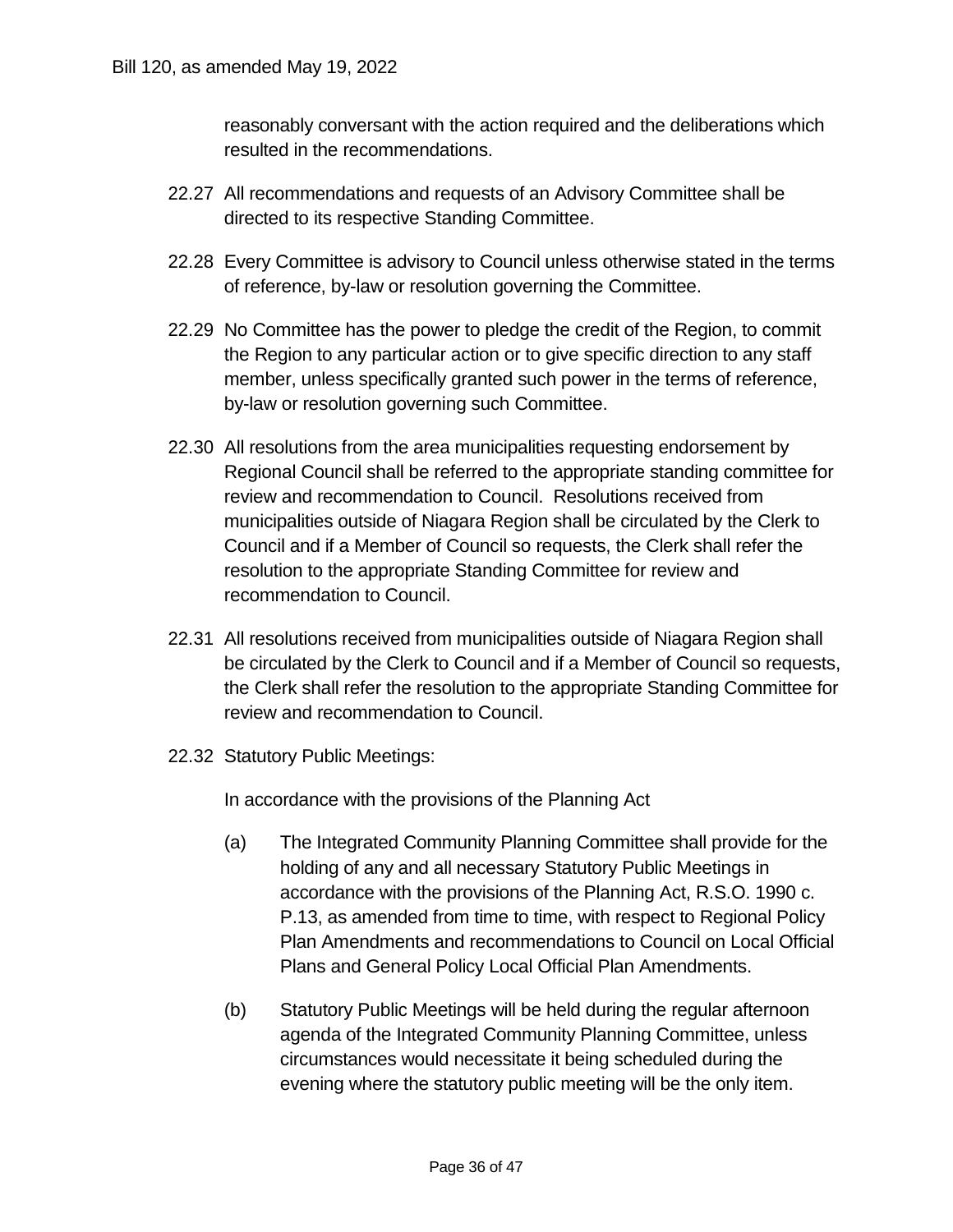reasonably conversant with the action required and the deliberations which resulted in the recommendations.

22.27 All recommendations and requests of an Advisory Committee shall be directed to its respective Standing Committee.

22.28 Every Committee is advisory to Council unless otherwise stated in the terms of reference, by-law or resolution governing the Committee.

22.29 No Committee has the power to pledge the credit of the Region, to commit the Region to any particular action or to give specific direction to any staff member, unless specifically granted such power in the terms of reference, by-law or resolution governing such Committee.

22.30 All resolutions from the area municipalities requesting endorsement by Regional Council shall be referred to the appropriate standing committee for review and recommendation to Council. Resolutions received from municipalities outside of Niagara Region shall be circulated by the Clerk to Council and if a Member of Council so requests, the Clerk shall refer the resolution to the appropriate Standing Committee for review and recommendation to Council.

22.31 All resolutions received from municipalities outside of Niagara Region shall be circulated by the Clerk to Council and if a Member of Council so requests, the Clerk shall refer the resolution to the appropriate Standing Committee for review and recommendation to Council.

22.32 Statutory Public Meetings:

In accordance with the provisions of the Planning Act

(a) The Integrated Community Planning Committee shall provide for the holding of any and all necessary Statutory Public Meetings in accordance with the provisions of the Planning Act, R.S.O. 1990 c. P.13, as amended from time to time, with respect to Regional Policy Plan Amendments and recommendations to Council on Local Official Plans and General Policy Local Official Plan Amendments.

(b) Statutory Public Meetings will be held during the regular afternoon agenda of the Integrated Community Planning Committee, unless circumstances would necessitate it being scheduled during the evening where the statutory public meeting will be the only item.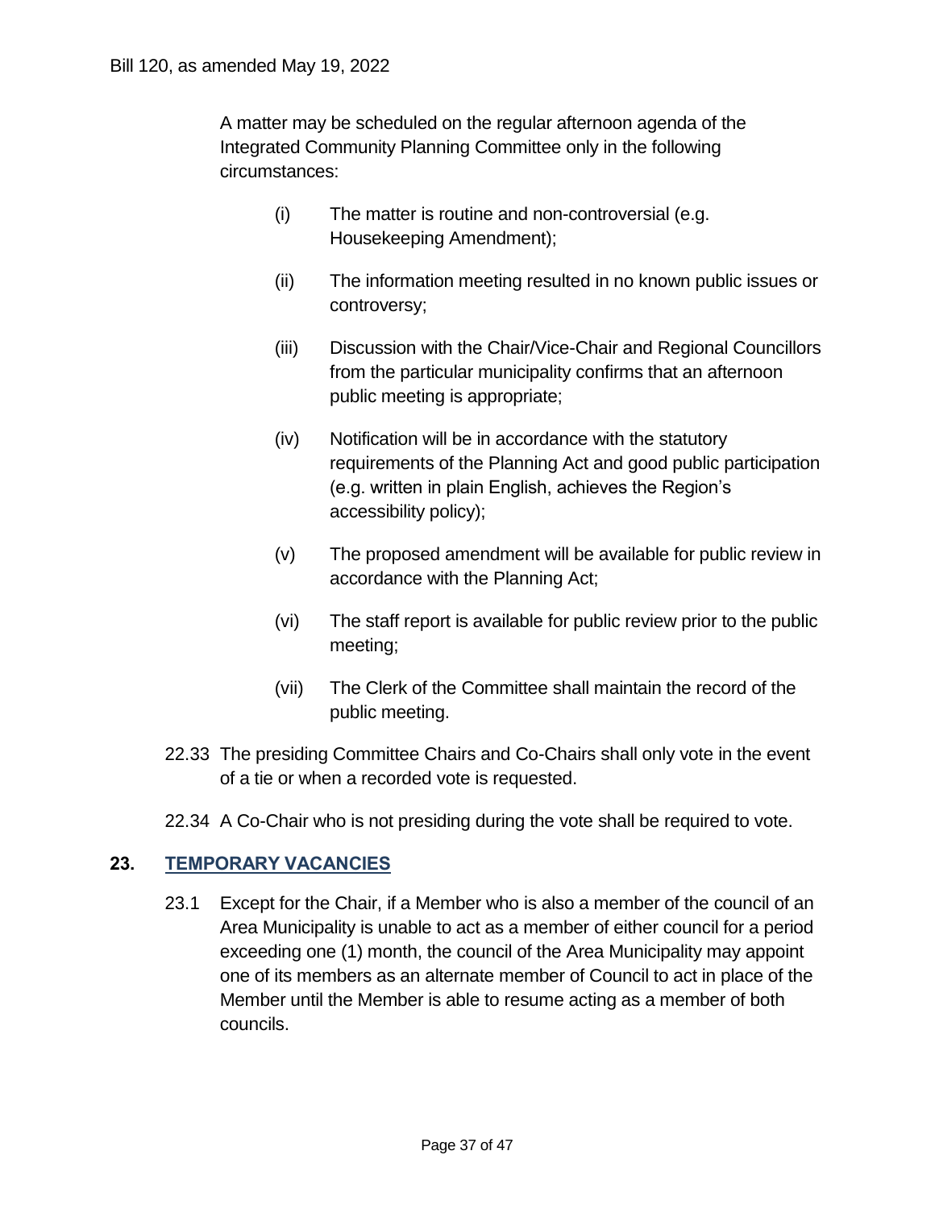A matter may be scheduled on the regular afternoon agenda of the Integrated Community Planning Committee only in the following circumstances:

(i) The matter is routine and non-controversial (e.g. Housekeeping Amendment);

(ii) The information meeting resulted in no known public issues or controversy;

(iii) Discussion with the Chair/Vice-Chair and Regional Councillors from the particular municipality confirms that an afternoon public meeting is appropriate;

(iv) Notification will be in accordance with the statutory requirements of the Planning Act and good public participation (e.g. written in plain English, achieves the Region's accessibility policy);

(v) The proposed amendment will be available for public review in accordance with the Planning Act;

(vi) The staff report is available for public review prior to the public meeting;

(vii) The Clerk of the Committee shall maintain the record of the public meeting.

22.33 The presiding Committee Chairs and Co-Chairs shall only vote in the event of a tie or when a recorded vote is requested.

22.34 A Co-Chair who is not presiding during the vote shall be required to vote.

## 23. TEMPORARY VACANCIES

23.1 Except for the Chair, if a Member who is also a member of the council of an Area Municipality is unable to act as a member of either council for a period exceeding one (1) month, the council of the Area Municipality may appoint one of its members as an alternate member of Council to act in place of the Member until the Member is able to resume acting as a member of both councils.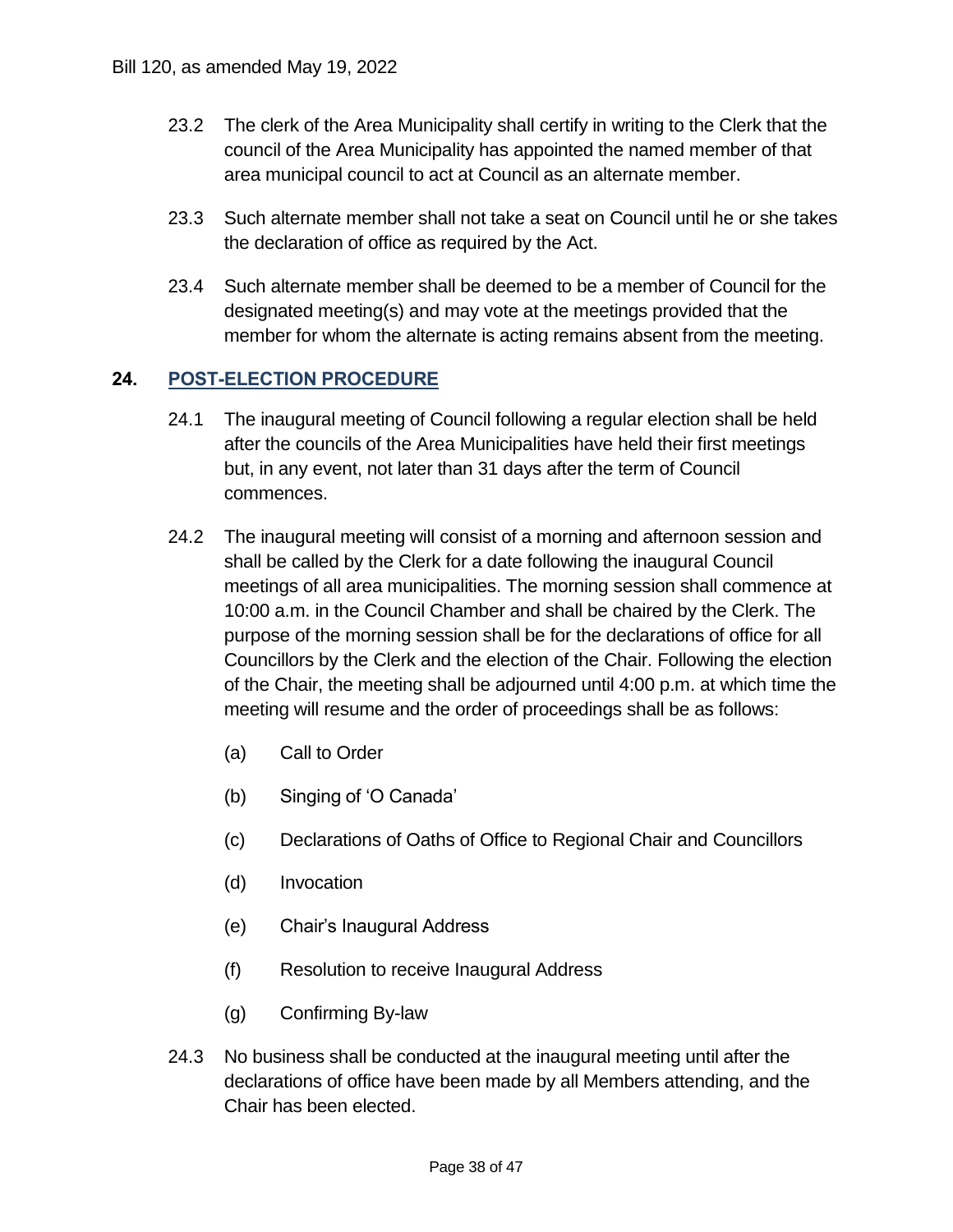23.2 The clerk of the Area Municipality shall certify in writing to the Clerk that the council of the Area Municipality has appointed the named member of that area municipal council to act at Council as an alternate member.

23.3 Such alternate member shall not take a seat on Council until he or she takes the declaration of office as required by the Act.

23.4 Such alternate member shall be deemed to be a member of Council for the designated meeting(s) and may vote at the meetings provided that the member for whom the alternate is acting remains absent from the meeting.

## 24. POST-ELECTION PROCEDURE

24.1 The inaugural meeting of Council following a regular election shall be held after the councils of the Area Municipalities have held their first meetings but, in any event, not later than 31 days after the term of Council commences.

24.2 The inaugural meeting will consist of a morning and afternoon session and shall be called by the Clerk for a date following the inaugural Council meetings of all area municipalities. The morning session shall commence at 10:00 a.m. in the Council Chamber and shall be chaired by the Clerk. The purpose of the morning session shall be for the declarations of office for all Councillors by the Clerk and the election of the Chair. Following the election of the Chair, the meeting shall be adjourned until 4:00 p.m. at which time the meeting will resume and the order of proceedings shall be as follows:

(a) Call to Order

(b) Singing of 'O Canada'

(c) Declarations of Oaths of Office to Regional Chair and Councillors

(d) Invocation

(e) Chair's Inaugural Address

(f) Resolution to receive Inaugural Address

(g) Confirming By-law

24.3 No business shall be conducted at the inaugural meeting until after the declarations of office have been made by all Members attending, and the Chair has been elected.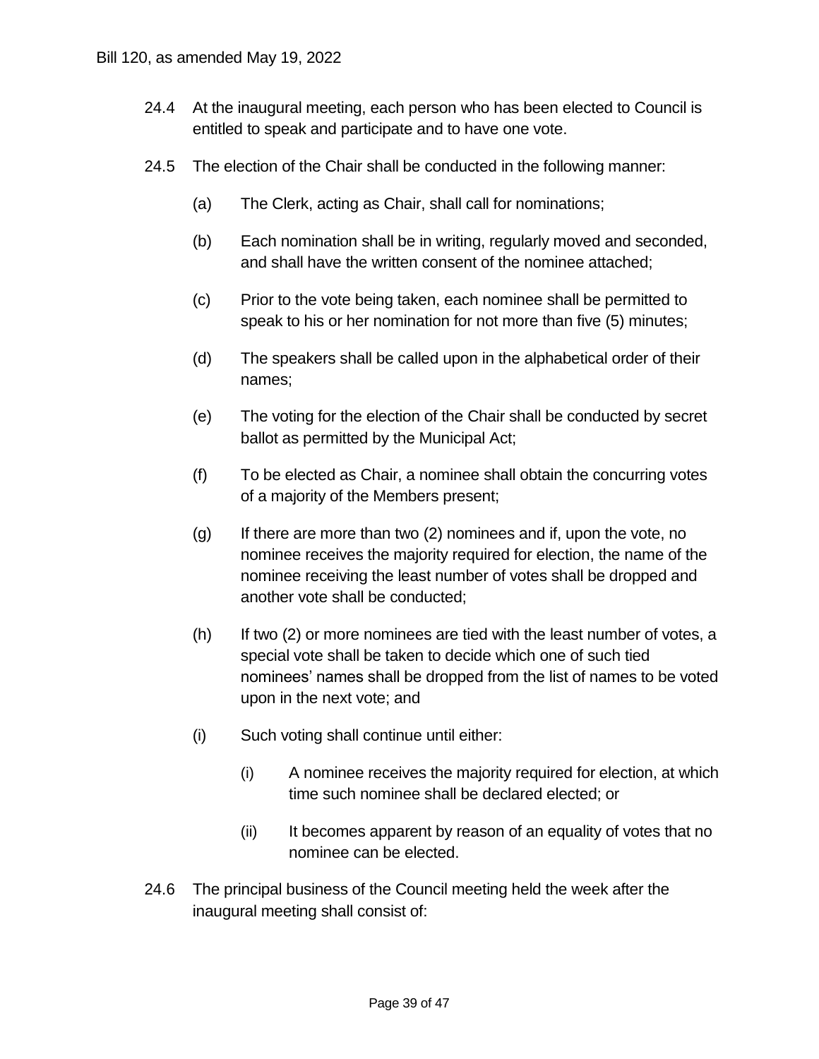24.4 At the inaugural meeting, each person who has been elected to Council is entitled to speak and participate and to have one vote.

24.5 The election of the Chair shall be conducted in the following manner:

(a) The Clerk, acting as Chair, shall call for nominations;

(b) Each nomination shall be in writing, regularly moved and seconded, and shall have the written consent of the nominee attached;

(c) Prior to the vote being taken, each nominee shall be permitted to speak to his or her nomination for not more than five (5) minutes;

(d) The speakers shall be called upon in the alphabetical order of their names;

(e) The voting for the election of the Chair shall be conducted by secret ballot as permitted by the Municipal Act;

(f) To be elected as Chair, a nominee shall obtain the concurring votes of a majority of the Members present;

(g) If there are more than two (2) nominees and if, upon the vote, no nominee receives the majority required for election, the name of the nominee receiving the least number of votes shall be dropped and another vote shall be conducted;

(h) If two (2) or more nominees are tied with the least number of votes, a special vote shall be taken to decide which one of such tied nominees' names shall be dropped from the list of names to be voted upon in the next vote; and

(i) Such voting shall continue until either:

(i) A nominee receives the majority required for election, at which time such nominee shall be declared elected; or

(ii) It becomes apparent by reason of an equality of votes that no nominee can be elected.

24.6 The principal business of the Council meeting held the week after the inaugural meeting shall consist of: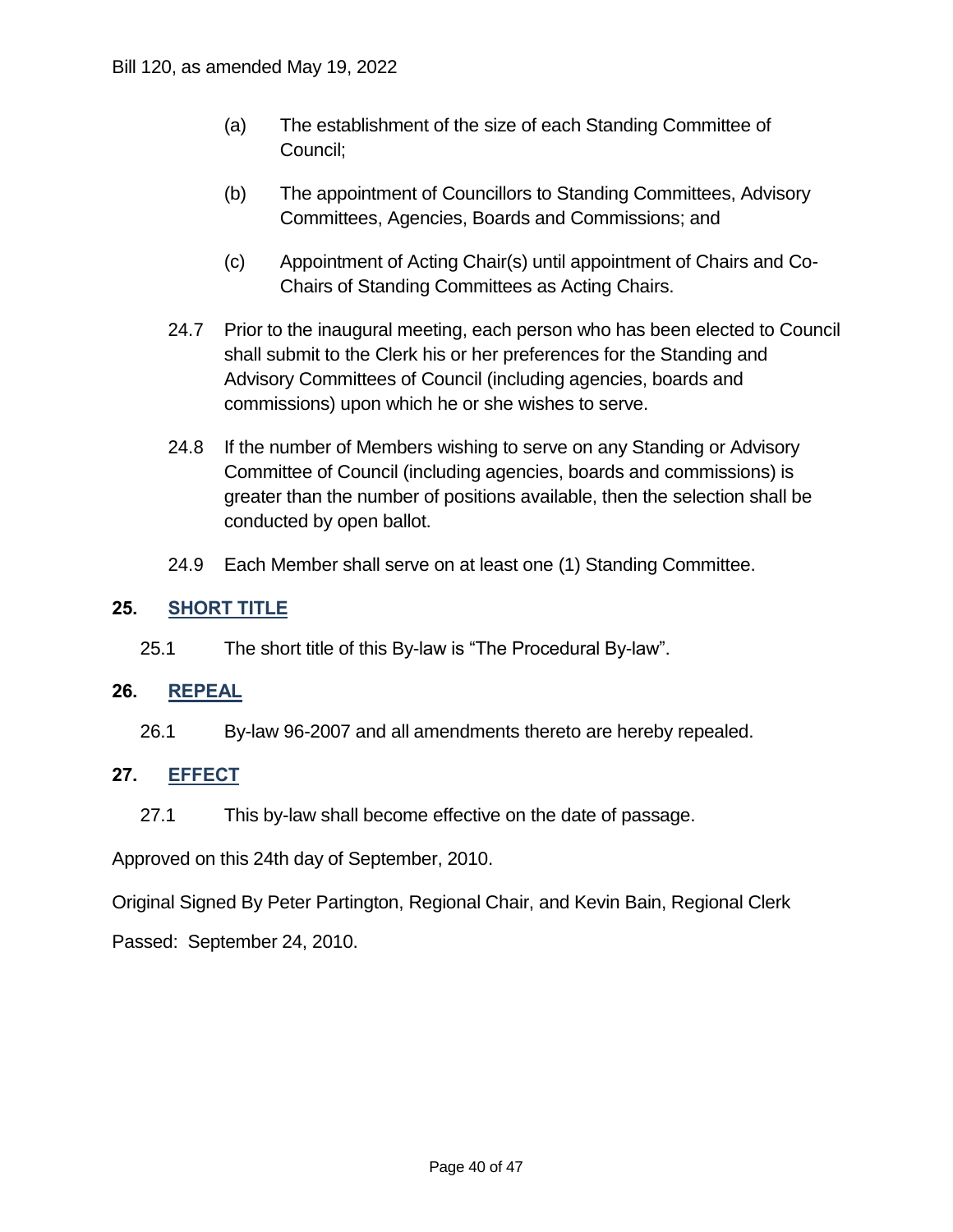(a) The establishment of the size of each Standing Committee of Council;

(b) The appointment of Councillors to Standing Committees, Advisory Committees, Agencies, Boards and Commissions; and

(c) Appointment of Acting Chair(s) until appointment of Chairs and Co-Chairs of Standing Committees as Acting Chairs.

24.7 Prior to the inaugural meeting, each person who has been elected to Council shall submit to the Clerk his or her preferences for the Standing and Advisory Committees of Council (including agencies, boards and commissions) upon which he or she wishes to serve.

24.8 If the number of Members wishing to serve on any Standing or Advisory Committee of Council (including agencies, boards and commissions) is greater than the number of positions available, then the selection shall be conducted by open ballot.

24.9 Each Member shall serve on at least one (1) Standing Committee.

## 25. SHORT TITLE

25.1 The short title of this By-law is “The Procedural By-law”.

## 26. REPEAL

26.1 By-law 96-2007 and all amendments thereto are hereby repealed.

## 27. EFFECT

27.1 This by-law shall become effective on the date of passage.

Approved on this 24th day of September, 2010.

Original Signed By Peter Partington, Regional Chair, and Kevin Bain, Regional Clerk

Passed: September 24, 2010.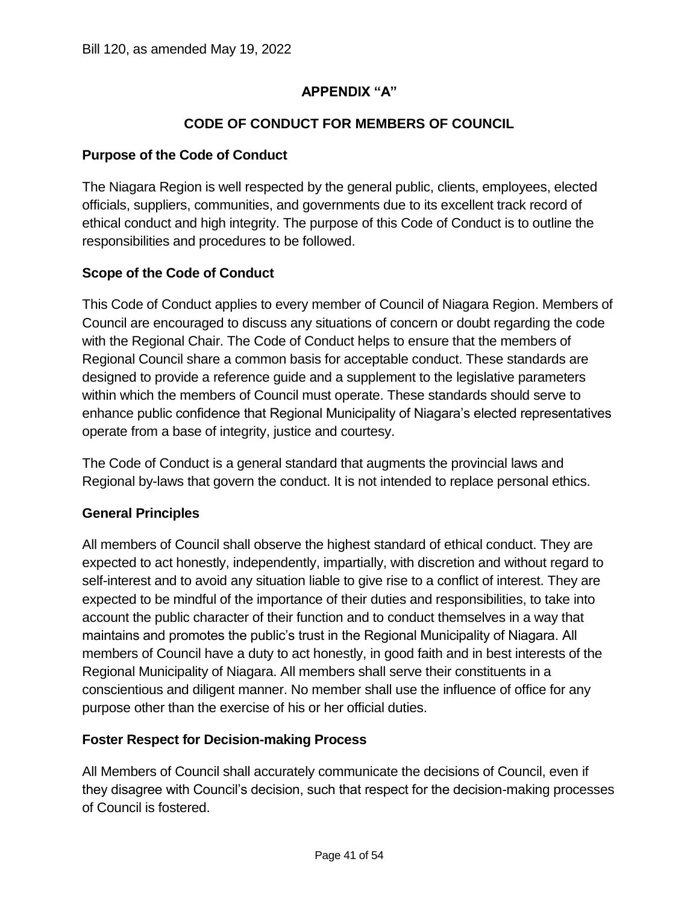## APPENDIX "A"

## CODE OF CONDUCT FOR MEMBERS OF COUNCIL

### Purpose of the Code of Conduct

The Niagara Region is well respected by the general public, clients, employees, elected officials, suppliers, communities, and governments due to its excellent track record of ethical conduct and high integrity. The purpose of this Code of Conduct is to outline the responsibilities and procedures to be followed.

### Scope of the Code of Conduct

This Code of Conduct applies to every member of Council of Niagara Region. Members of Council are encouraged to discuss any situations of concern or doubt regarding the code with the Regional Chair. The Code of Conduct helps to ensure that the members of Regional Council share a common basis for acceptable conduct. These standards are designed to provide a reference guide and a supplement to the legislative parameters within which the members of Council must operate. These standards should serve to enhance public confidence that Regional Municipality of Niagara's elected representatives operate from a base of integrity, justice and courtesy.

The Code of Conduct is a general standard that augments the provincial laws and Regional by-laws that govern the conduct. It is not intended to replace personal ethics.

### General Principles

All members of Council shall observe the highest standard of ethical conduct. They are expected to act honestly, independently, impartially, with discretion and without regard to self-interest and to avoid any situation liable to give rise to a conflict of interest. They are expected to be mindful of the importance of their duties and responsibilities, to take into account the public character of their function and to conduct themselves in a way that maintains and promotes the public's trust in the Regional Municipality of Niagara. All members of Council have a duty to act honestly, in good faith and in best interests of the Regional Municipality of Niagara. All members shall serve their constituents in a conscientious and diligent manner. No member shall use the influence of office for any purpose other than the exercise of his or her official duties.

### Foster Respect for Decision-making Process

All Members of Council shall accurately communicate the decisions of Council, even if they disagree with Council's decision, such that respect for the decision-making processes of Council is fostered.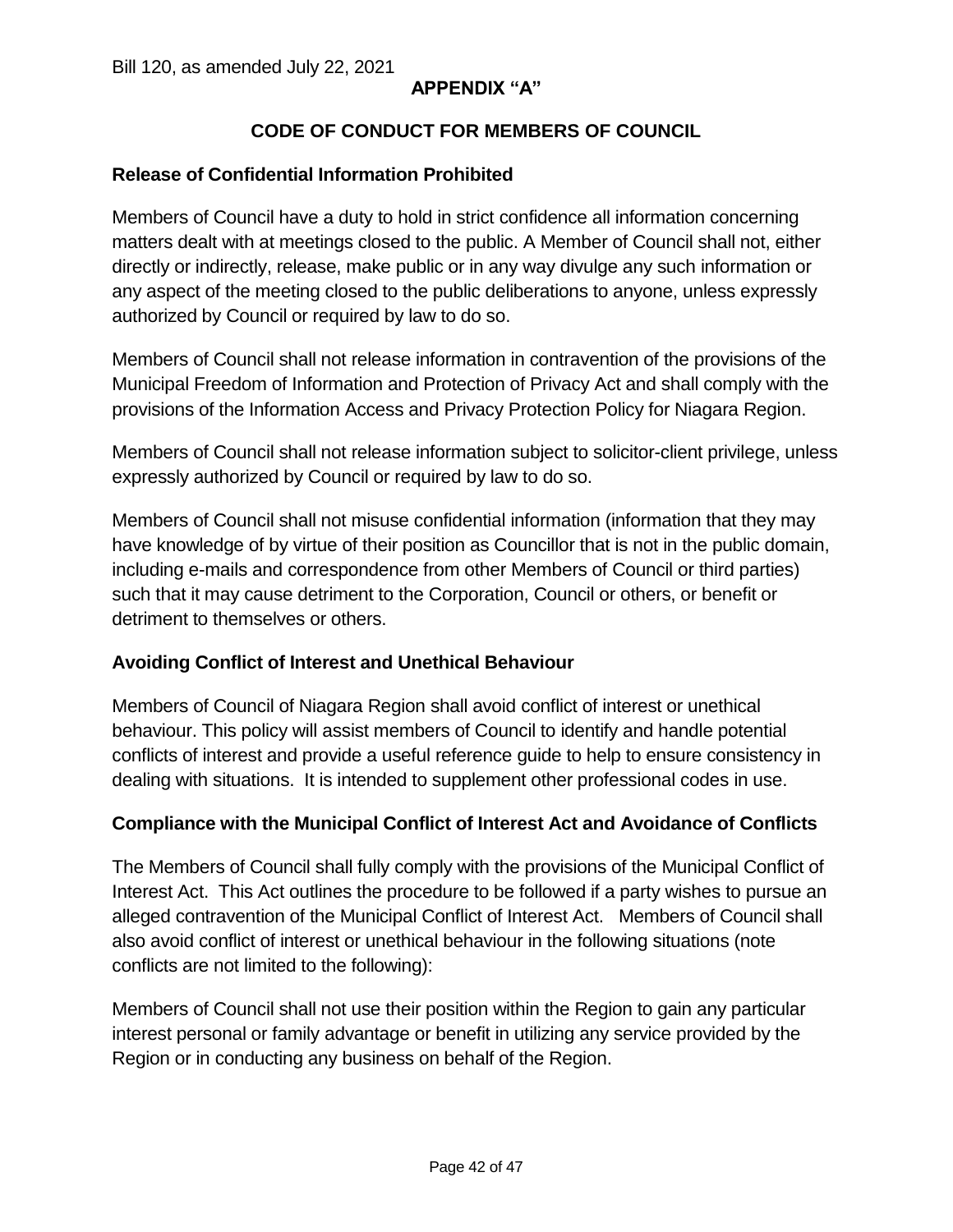**APPENDIX "A"**

## CODE OF CONDUCT FOR MEMBERS OF COUNCIL

### Release of Confidential Information Prohibited

Members of Council have a duty to hold in strict confidence all information concerning matters dealt with at meetings closed to the public. A Member of Council shall not, either directly or indirectly, release, make public or in any way divulge any such information or any aspect of the meeting closed to the public deliberations to anyone, unless expressly authorized by Council or required by law to do so.

Members of Council shall not release information in contravention of the provisions of the Municipal Freedom of Information and Protection of Privacy Act and shall comply with the provisions of the Information Access and Privacy Protection Policy for Niagara Region.

Members of Council shall not release information subject to solicitor-client privilege, unless expressly authorized by Council or required by law to do so.

Members of Council shall not misuse confidential information (information that they may have knowledge of by virtue of their position as Councillor that is not in the public domain, including e-mails and correspondence from other Members of Council or third parties) such that it may cause detriment to the Corporation, Council or others, or benefit or detriment to themselves or others.

### Avoiding Conflict of Interest and Unethical Behaviour

Members of Council of Niagara Region shall avoid conflict of interest or unethical behaviour. This policy will assist members of Council to identify and handle potential conflicts of interest and provide a useful reference guide to help to ensure consistency in dealing with situations. It is intended to supplement other professional codes in use.

### Compliance with the Municipal Conflict of Interest Act and Avoidance of Conflicts

The Members of Council shall fully comply with the provisions of the Municipal Conflict of Interest Act. This Act outlines the procedure to be followed if a party wishes to pursue an alleged contravention of the Municipal Conflict of Interest Act. Members of Council shall also avoid conflict of interest or unethical behaviour in the following situations (note conflicts are not limited to the following):

Members of Council shall not use their position within the Region to gain any particular interest personal or family advantage or benefit in utilizing any service provided by the Region or in conducting any business on behalf of the Region.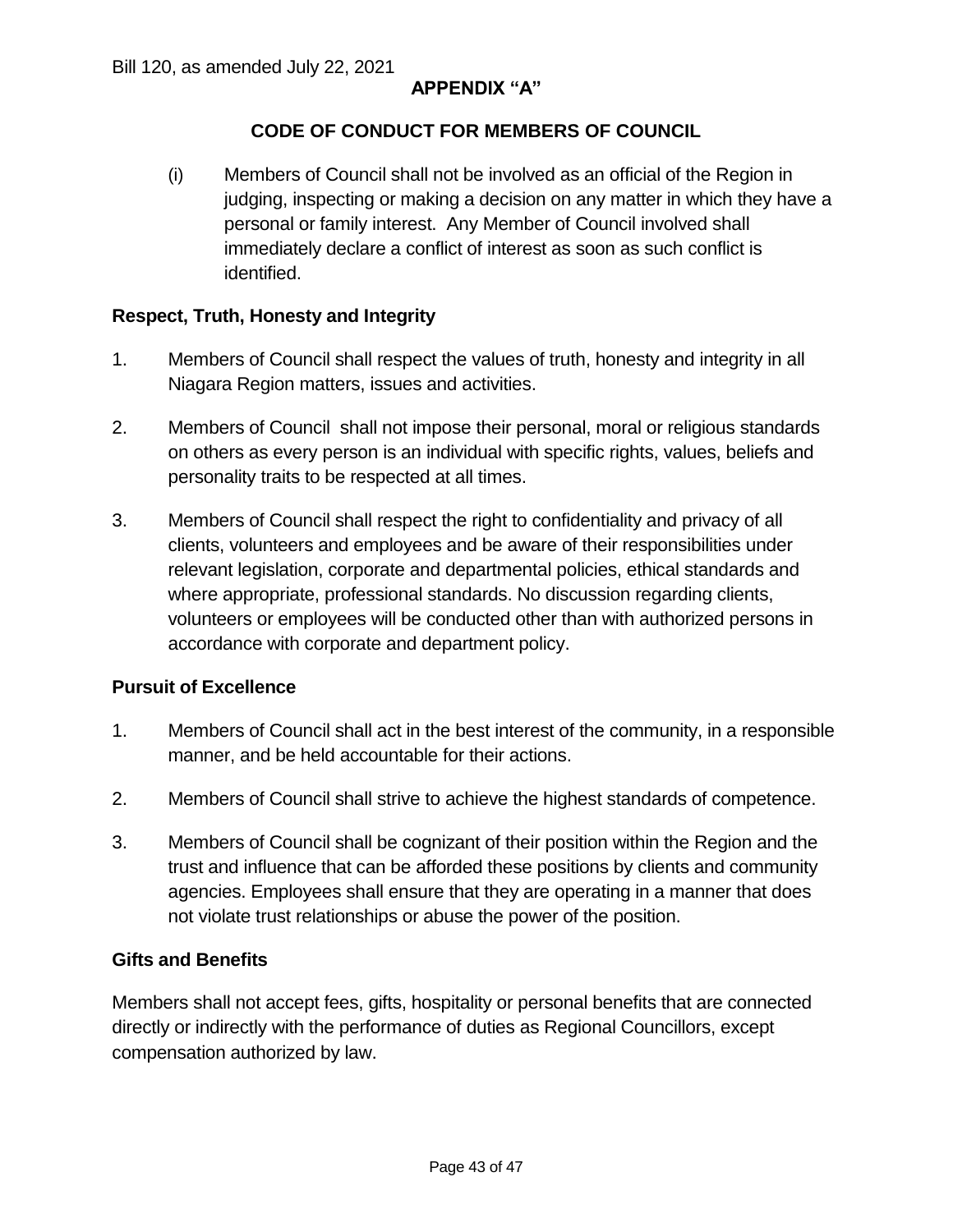Bill 120, as amended July 22, 2021

**APPENDIX "A"**

## CODE OF CONDUCT FOR MEMBERS OF COUNCIL

(i) Members of Council shall not be involved as an official of the Region in judging, inspecting or making a decision on any matter in which they have a personal or family interest. Any Member of Council involved shall immediately declare a conflict of interest as soon as such conflict is identified.

### Respect, Truth, Honesty and Integrity

1. Members of Council shall respect the values of truth, honesty and integrity in all Niagara Region matters, issues and activities.
2. Members of Council shall not impose their personal, moral or religious standards on others as every person is an individual with specific rights, values, beliefs and personality traits to be respected at all times.
3. Members of Council shall respect the right to confidentiality and privacy of all clients, volunteers and employees and be aware of their responsibilities under relevant legislation, corporate and departmental policies, ethical standards and where appropriate, professional standards. No discussion regarding clients, volunteers or employees will be conducted other than with authorized persons in accordance with corporate and department policy.

### Pursuit of Excellence

1. Members of Council shall act in the best interest of the community, in a responsible manner, and be held accountable for their actions.
2. Members of Council shall strive to achieve the highest standards of competence.
3. Members of Council shall be cognizant of their position within the Region and the trust and influence that can be afforded these positions by clients and community agencies. Employees shall ensure that they are operating in a manner that does not violate trust relationships or abuse the power of the position.

### Gifts and Benefits

Members shall not accept fees, gifts, hospitality or personal benefits that are connected directly or indirectly with the performance of duties as Regional Councillors, except compensation authorized by law.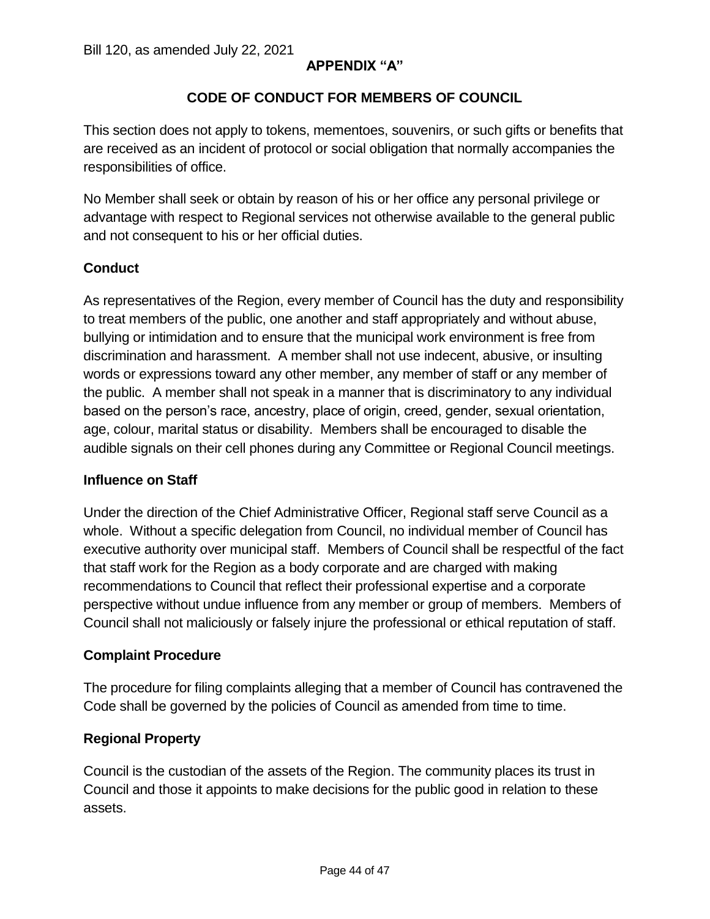## APPENDIX "A"

## CODE OF CONDUCT FOR MEMBERS OF COUNCIL

This section does not apply to tokens, mementoes, souvenirs, or such gifts or benefits that are received as an incident of protocol or social obligation that normally accompanies the responsibilities of office.

No Member shall seek or obtain by reason of his or her office any personal privilege or advantage with respect to Regional services not otherwise available to the general public and not consequent to his or her official duties.

### Conduct

As representatives of the Region, every member of Council has the duty and responsibility to treat members of the public, one another and staff appropriately and without abuse, bullying or intimidation and to ensure that the municipal work environment is free from discrimination and harassment. A member shall not use indecent, abusive, or insulting words or expressions toward any other member, any member of staff or any member of the public. A member shall not speak in a manner that is discriminatory to any individual based on the person's race, ancestry, place of origin, creed, gender, sexual orientation, age, colour, marital status or disability. Members shall be encouraged to disable the audible signals on their cell phones during any Committee or Regional Council meetings.

### Influence on Staff

Under the direction of the Chief Administrative Officer, Regional staff serve Council as a whole. Without a specific delegation from Council, no individual member of Council has executive authority over municipal staff. Members of Council shall be respectful of the fact that staff work for the Region as a body corporate and are charged with making recommendations to Council that reflect their professional expertise and a corporate perspective without undue influence from any member or group of members. Members of Council shall not maliciously or falsely injure the professional or ethical reputation of staff.

### Complaint Procedure

The procedure for filing complaints alleging that a member of Council has contravened the Code shall be governed by the policies of Council as amended from time to time.

### Regional Property

Council is the custodian of the assets of the Region. The community places its trust in Council and those it appoints to make decisions for the public good in relation to these assets.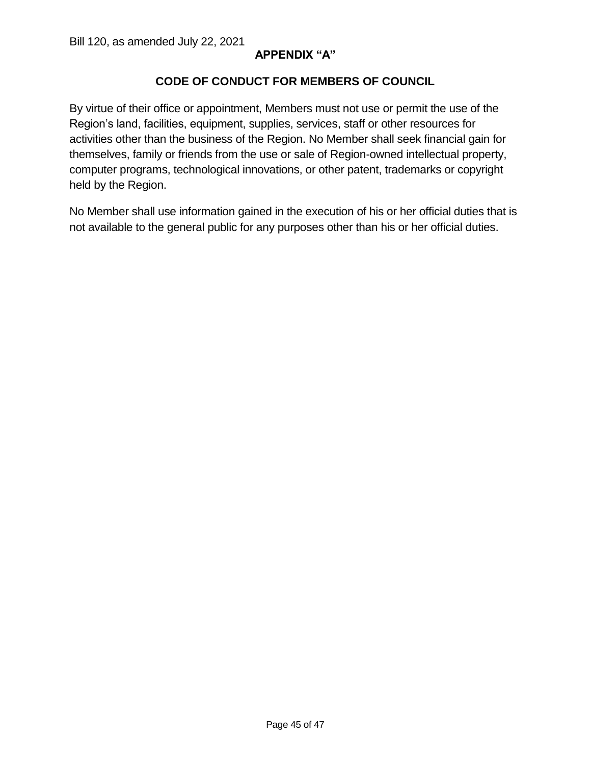Bill 120, as amended July 22, 2021

## APPENDIX “A”

## CODE OF CONDUCT FOR MEMBERS OF COUNCIL

By virtue of their office or appointment, Members must not use or permit the use of the Region’s land, facilities, equipment, supplies, services, staff or other resources for activities other than the business of the Region. No Member shall seek financial gain for themselves, family or friends from the use or sale of Region-owned intellectual property, computer programs, technological innovations, or other patent, trademarks or copyright held by the Region.

No Member shall use information gained in the execution of his or her official duties that is not available to the general public for any purposes other than his or her official duties.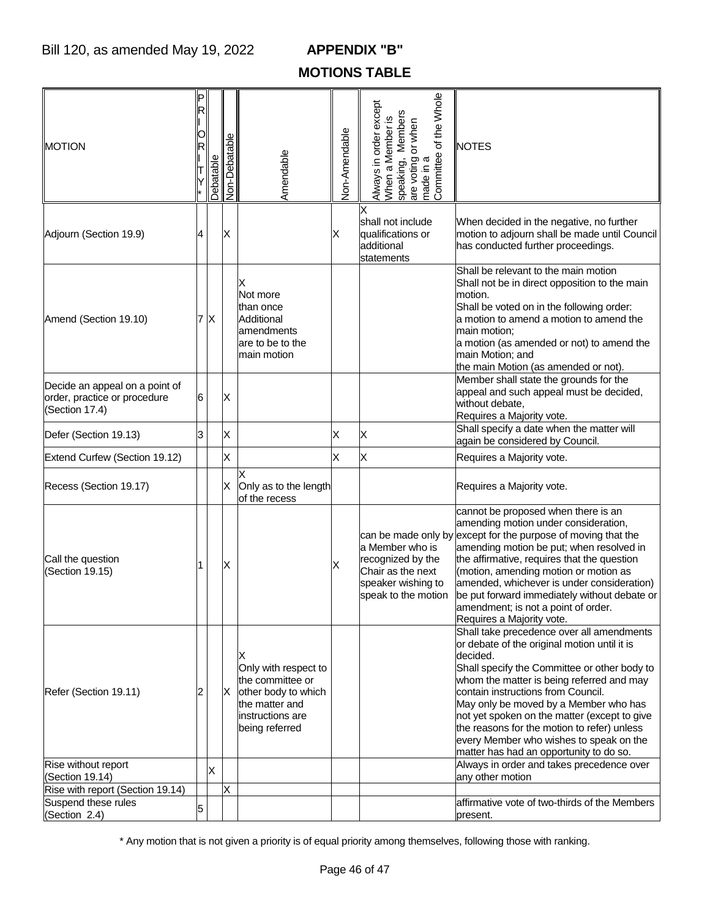Bill 120, as amended May 19, 2022

# APPENDIX "B"

## MOTIONS TABLE

| MOTION | PRIORITY* | Debatable | Non-Debatable | Amendable | Non-Amendable | Always in order except When a Member is speaking, Members are voting or when made in a Committee of the Whole | NOTES |
|---|---|---|---|---|---|---|---|
| Adjourn (Section 19.9) | 4 | | X | | X | X shall not include qualifications or additional statements | When decided in the negative, no further motion to adjourn shall be made until Council has conducted further proceedings. |
| Amend (Section 19.10) | 7 | X | | X Not more than once Additional amendments are to be to the main motion | | | Shall be relevant to the main motion Shall not be in direct opposition to the main motion. Shall be voted on in the following order: a motion to amend a motion to amend the main motion; a motion (as amended or not) to amend the main Motion; and the main Motion (as amended or not). |
| Decide an appeal on a point of order, practice or procedure (Section 17.4) | 6 | | X | | | | Member shall state the grounds for the appeal and such appeal must be decided, without debate, Requires a Majority vote. |
| Defer (Section 19.13) | 3 | | X | | X | X | Shall specify a date when the matter will again be considered by Council. |
| Extend Curfew (Section 19.12) | | | X | | X | X | Requires a Majority vote. |
| Recess (Section 19.17) | | | X | X Only as to the length of the recess | | | Requires a Majority vote. |
| Call the question (Section 19.15) | 1 | | X | | X | can be made only by a Member who is recognized by the Chair as the next speaker wishing to speak to the motion | cannot be proposed when there is an amending motion under consideration, except for the purpose of moving that the amending motion be put; when resolved in the affirmative, requires that the question (motion, amending motion or motion as amended, whichever is under consideration) be put forward immediately without debate or amendment; is not a point of order. Requires a Majority vote. |
| Refer (Section 19.11) | 2 | | X | X Only with respect to the committee or other body to which the matter and instructions are being referred | | | Shall take precedence over all amendments or debate of the original motion until it is decided. Shall specify the Committee or other body to whom the matter is being referred and may contain instructions from Council. May only be moved by a Member who has not yet spoken on the matter (except to give the reasons for the motion to refer) unless every Member who wishes to speak on the matter has had an opportunity to do so. |
| Rise without report (Section 19.14) | | X | | | | | Always in order and takes precedence over any other motion |
| Rise with report (Section 19.14) | | | X | | | | |
| Suspend these rules (Section 2.4) | 5 | | | | | | affirmative vote of two-thirds of the Members present. |

\* Any motion that is not given a priority is of equal priority among themselves, following those with ranking.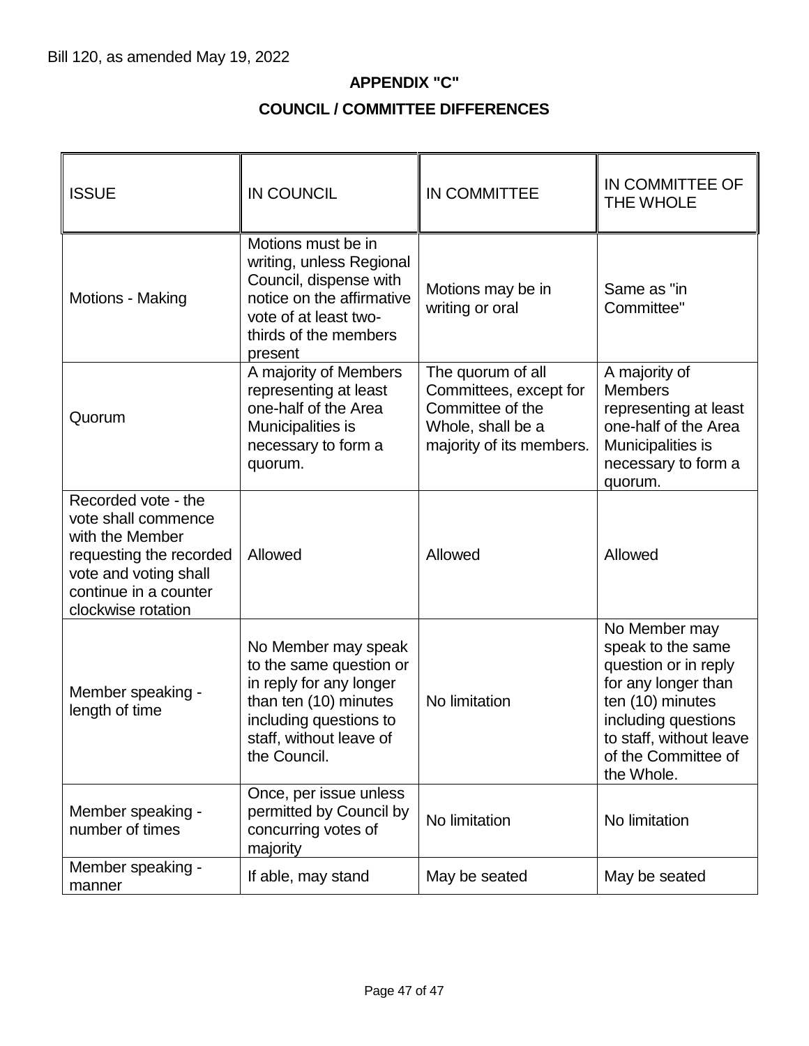Bill 120, as amended May 19, 2022

## APPENDIX "C"

## COUNCIL / COMMITTEE DIFFERENCES

| ISSUE | IN COUNCIL | IN COMMITTEE | IN COMMITTEE OF THE WHOLE |
|---|---|---|---|
| Motions - Making | Motions must be in writing, unless Regional Council, dispense with notice on the affirmative vote of at least two-thirds of the members present | Motions may be in writing or oral | Same as "in Committee" |
| Quorum | A majority of Members representing at least one-half of the Area Municipalities is necessary to form a quorum. | The quorum of all Committees, except for Committee of the Whole, shall be a majority of its members. | A majority of Members representing at least one-half of the Area Municipalities is necessary to form a quorum. |
| Recorded vote - the vote shall commence with the Member requesting the recorded vote and voting shall continue in a counter clockwise rotation | Allowed | Allowed | Allowed |
| Member speaking - length of time | No Member may speak to the same question or in reply for any longer than ten (10) minutes including questions to staff, without leave of the Council. | No limitation | No Member may speak to the same question or in reply for any longer than ten (10) minutes including questions to staff, without leave of the Committee of the Whole. |
| Member speaking - number of times | Once, per issue unless permitted by Council by concurring votes of majority | No limitation | No limitation |
| Member speaking - manner | If able, may stand | May be seated | May be seated |